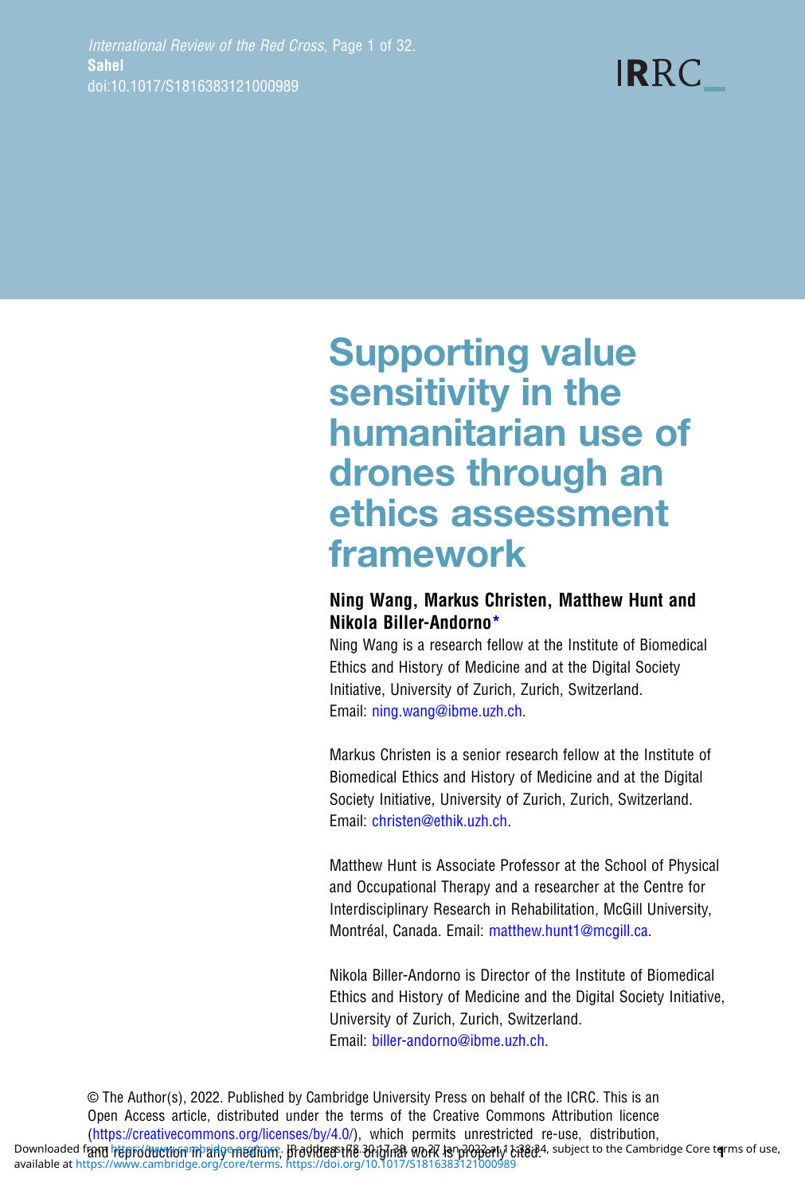Sahel

doi:10.1017/S1816383121000989

# Supporting value sensitivity in the humanitarian use of drones through an ethics assessment framework

**Ning Wang, Markus Christen, Matthew Hunt and Nikola Biller-Andorno***

Ning Wang is a research fellow at the Institute of Biomedical Ethics and History of Medicine and at the Digital Society Initiative, University of Zurich, Zurich, Switzerland. Email: ning.wang@ibme.uzh.ch.

Markus Christen is a senior research fellow at the Institute of Biomedical Ethics and History of Medicine and at the Digital Society Initiative, University of Zurich, Zurich, Switzerland. Email: christen@ethik.uzh.ch.

Matthew Hunt is Associate Professor at the School of Physical and Occupational Therapy and a researcher at the Centre for Interdisciplinary Research in Rehabilitation, McGill University, Montréal, Canada. Email: matthew.hunt1@mcgill.ca.

Nikola Biller-Andorno is Director of the Institute of Biomedical Ethics and History of Medicine and the Digital Society Initiative, University of Zurich, Zurich, Switzerland. Email: biller-andorno@ibme.uzh.ch.

© The Author(s), 2022. Published by Cambridge University Press on behalf of the ICRC. This is an Open Access article, distributed under the terms of the Creative Commons Attribution licence (https://creativecommons.org/licenses/by/4.0/), which permits unrestricted re-use, distribution, and reproduction in any medium, provided the original work is properly cited.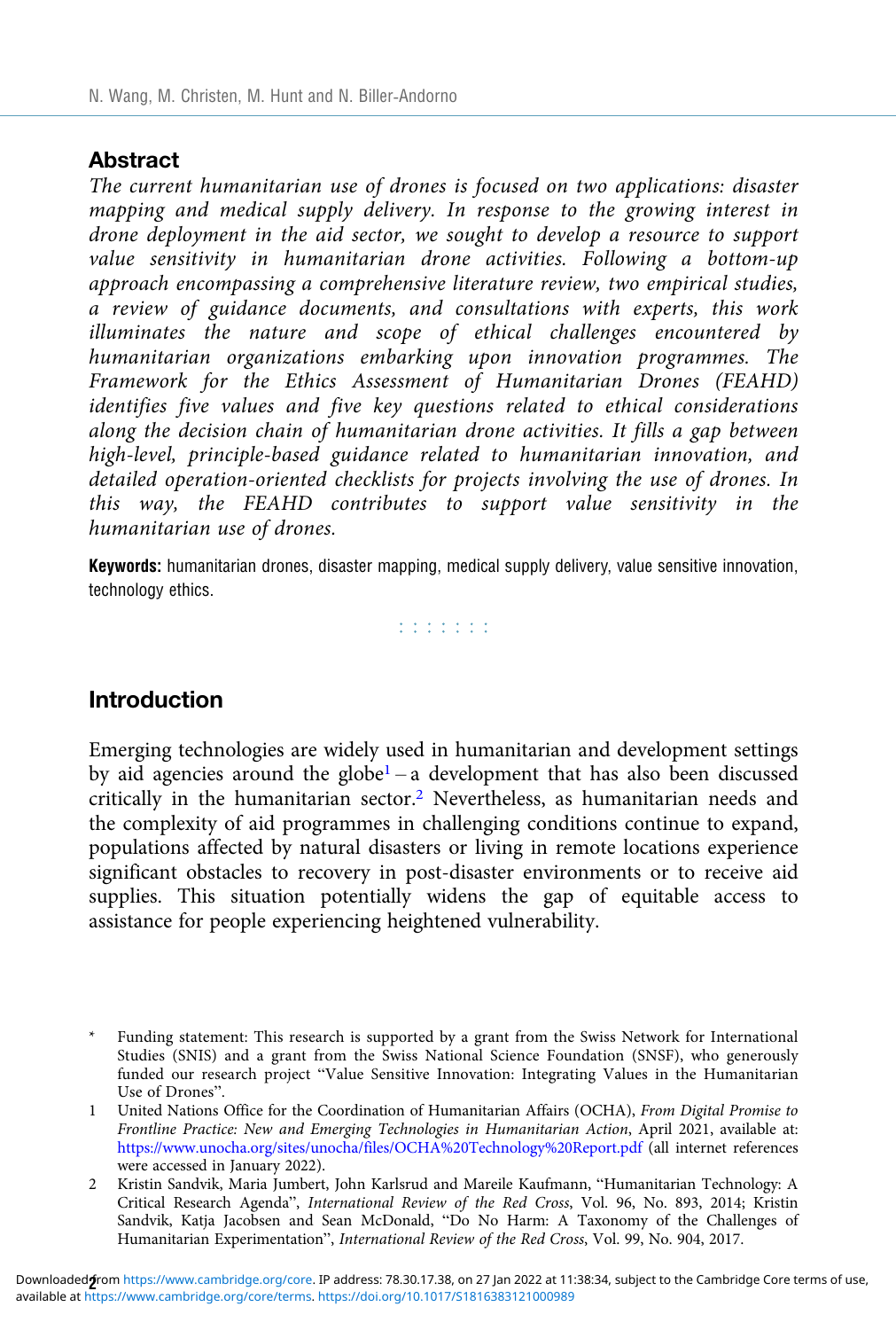## Abstract

*The current humanitarian use of drones is focused on two applications: disaster mapping and medical supply delivery. In response to the growing interest in drone deployment in the aid sector, we sought to develop a resource to support value sensitivity in humanitarian drone activities. Following a bottom-up approach encompassing a comprehensive literature review, two empirical studies, a review of guidance documents, and consultations with experts, this work illuminates the nature and scope of ethical challenges encountered by humanitarian organizations embarking upon innovation programmes. The Framework for the Ethics Assessment of Humanitarian Drones (FEAHD) identifies five values and five key questions related to ethical considerations along the decision chain of humanitarian drone activities. It fills a gap between high-level, principle-based guidance related to humanitarian innovation, and detailed operation-oriented checklists for projects involving the use of drones. In this way, the FEAHD contributes to support value sensitivity in the humanitarian use of drones.*

**Keywords:** humanitarian drones, disaster mapping, medical supply delivery, value sensitive innovation, technology ethics.

## Introduction

Emerging technologies are widely used in humanitarian and development settings by aid agencies around the globe[1] – a development that has also been discussed critically in the humanitarian sector.[2] Nevertheless, as humanitarian needs and the complexity of aid programmes in challenging conditions continue to expand, populations affected by natural disasters or living in remote locations experience significant obstacles to recovery in post-disaster environments or to receive aid supplies. This situation potentially widens the gap of equitable access to assistance for people experiencing heightened vulnerability.

\* Funding statement: This research is supported by a grant from the Swiss Network for International Studies (SNIS) and a grant from the Swiss National Science Foundation (SNSF), who generously funded our research project "Value Sensitive Innovation: Integrating Values in the Humanitarian Use of Drones".

1 United Nations Office for the Coordination of Humanitarian Affairs (OCHA), *From Digital Promise to Frontline Practice: New and Emerging Technologies in Humanitarian Action*, April 2021, available at: https://www.unocha.org/sites/unocha/files/OCHA%20Technology%20Report.pdf (all internet references were accessed in January 2022).

2 Kristin Sandvik, Maria Jumbert, John Karlsrud and Mareile Kaufmann, "Humanitarian Technology: A Critical Research Agenda", *International Review of the Red Cross*, Vol. 96, No. 893, 2014; Kristin Sandvik, Katja Jacobsen and Sean McDonald, "Do No Harm: A Taxonomy of the Challenges of Humanitarian Experimentation", *International Review of the Red Cross*, Vol. 99, No. 904, 2017.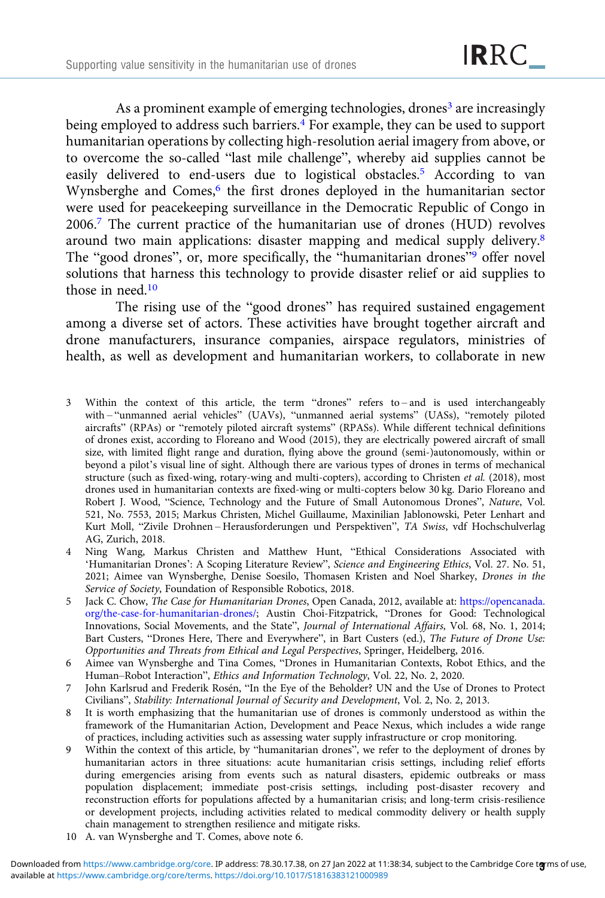As a prominent example of emerging technologies, drones[3] are increasingly being employed to address such barriers.[4] For example, they can be used to support humanitarian operations by collecting high-resolution aerial imagery from above, or to overcome the so-called "last mile challenge", whereby aid supplies cannot be easily delivered to end-users due to logistical obstacles.[5] According to van Wynsberghe and Comes,[6] the first drones deployed in the humanitarian sector were used for peacekeeping surveillance in the Democratic Republic of Congo in 2006.[7] The current practice of the humanitarian use of drones (HUD) revolves around two main applications: disaster mapping and medical supply delivery.[8] The "good drones", or, more specifically, the "humanitarian drones"[9] offer novel solutions that harness this technology to provide disaster relief or aid supplies to those in need.[10]

The rising use of the "good drones" has required sustained engagement among a diverse set of actors. These activities have brought together aircraft and drone manufacturers, insurance companies, airspace regulators, ministries of health, as well as development and humanitarian workers, to collaborate in new

3 Within the context of this article, the term "drones" refers to – and is used interchangeably with – "unmanned aerial vehicles" (UAVs), "unmanned aerial systems" (UASs), "remotely piloted aircrafts" (RPAs) or "remotely piloted aircraft systems" (RPASs). While different technical definitions of drones exist, according to Floreano and Wood (2015), they are electrically powered aircraft of small size, with limited flight range and duration, flying above the ground (semi-)autonomously, within or beyond a pilot's visual line of sight. Although there are various types of drones in terms of mechanical structure (such as fixed-wing, rotary-wing and multi-copters), according to Christen *et al.* (2018), most drones used in humanitarian contexts are fixed-wing or multi-copters below 30 kg. Dario Floreano and Robert J. Wood, "Science, Technology and the Future of Small Autonomous Drones", *Nature*, Vol. 521, No. 7553, 2015; Markus Christen, Michel Guillaume, Maxinilian Jablonowski, Peter Lenhart and Kurt Moll, "Zivile Drohnen – Herausforderungen und Perspektiven", *TA Swiss*, vdf Hochschulverlag AG, Zurich, 2018.

4 Ning Wang, Markus Christen and Matthew Hunt, "Ethical Considerations Associated with 'Humanitarian Drones': A Scoping Literature Review", *Science and Engineering Ethics*, Vol. 27. No. 51, 2021; Aimee van Wynsberghe, Denise Soesilo, Thomasen Kristen and Noel Sharkey, *Drones in the Service of Society*, Foundation of Responsible Robotics, 2018.

5 Jack C. Chow, *The Case for Humanitarian Drones*, Open Canada, 2012, available at: https://opencanada.org/the-case-for-humanitarian-drones/; Austin Choi-Fitzpatrick, "Drones for Good: Technological Innovations, Social Movements, and the State", *Journal of International Affairs*, Vol. 68, No. 1, 2014; Bart Custers, "Drones Here, There and Everywhere", in Bart Custers (ed.), *The Future of Drone Use: Opportunities and Threats from Ethical and Legal Perspectives*, Springer, Heidelberg, 2016.

6 Aimee van Wynsberghe and Tina Comes, "Drones in Humanitarian Contexts, Robot Ethics, and the Human–Robot Interaction", *Ethics and Information Technology*, Vol. 22, No. 2, 2020.

7 John Karlsrud and Frederik Rosén, "In the Eye of the Beholder? UN and the Use of Drones to Protect Civilians", *Stability: International Journal of Security and Development*, Vol. 2, No. 2, 2013.

8 It is worth emphasizing that the humanitarian use of drones is commonly understood as within the framework of the Humanitarian Action, Development and Peace Nexus, which includes a wide range of practices, including activities such as assessing water supply infrastructure or crop monitoring.

9 Within the context of this article, by "humanitarian drones", we refer to the deployment of drones by humanitarian actors in three situations: acute humanitarian crisis settings, including relief efforts during emergencies arising from events such as natural disasters, epidemic outbreaks or mass population displacement; immediate post-crisis settings, including post-disaster recovery and reconstruction efforts for populations affected by a humanitarian crisis; and long-term crisis-resilience or development projects, including activities related to medical commodity delivery or health supply chain management to strengthen resilience and mitigate risks.

10 A. van Wynsberghe and T. Comes, above note 6.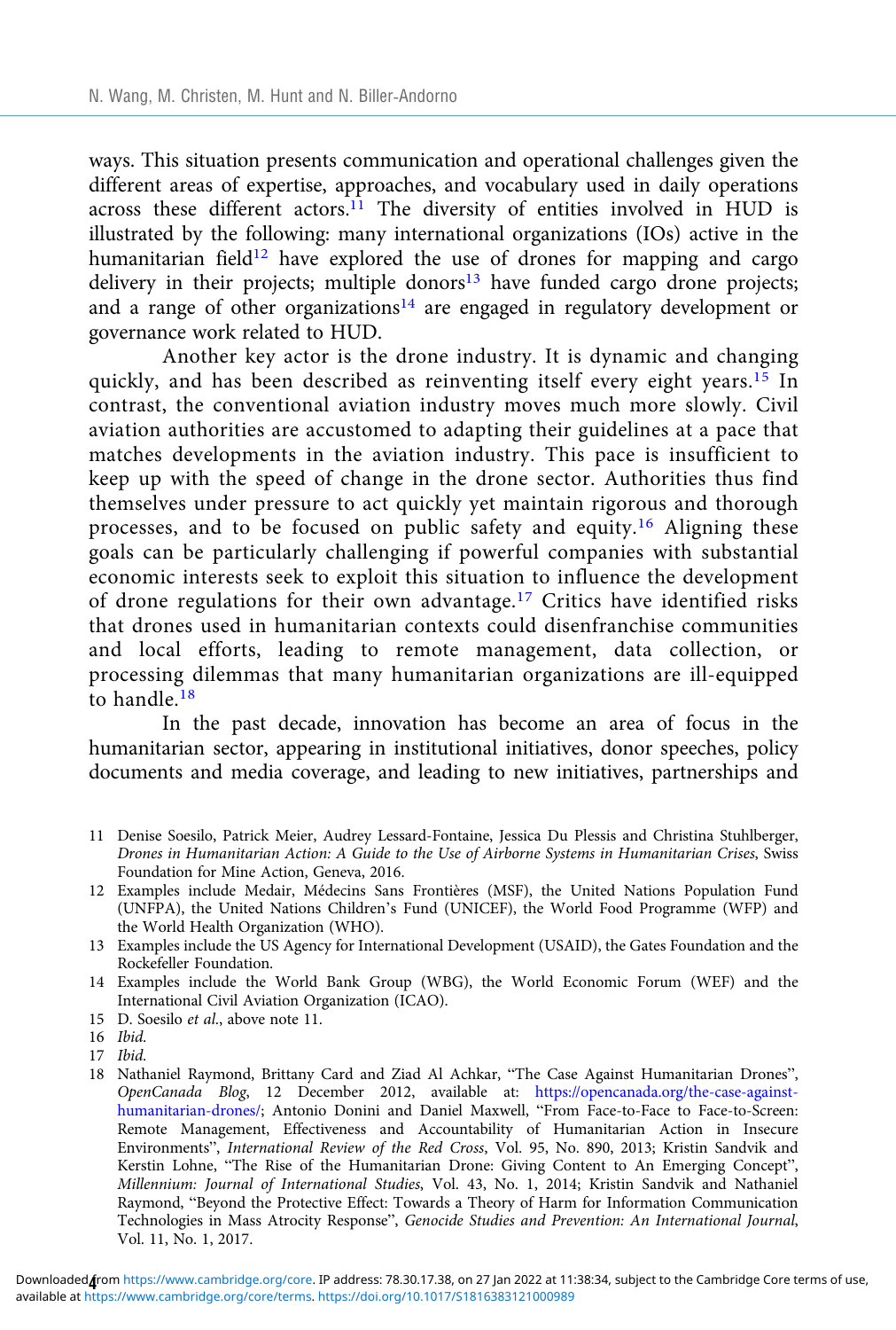ways. This situation presents communication and operational challenges given the different areas of expertise, approaches, and vocabulary used in daily operations across these different actors.[11] The diversity of entities involved in HUD is illustrated by the following: many international organizations (IOs) active in the humanitarian field[12] have explored the use of drones for mapping and cargo delivery in their projects; multiple donors[13] have funded cargo drone projects; and a range of other organizations[14] are engaged in regulatory development or governance work related to HUD.

Another key actor is the drone industry. It is dynamic and changing quickly, and has been described as reinventing itself every eight years.[15] In contrast, the conventional aviation industry moves much more slowly. Civil aviation authorities are accustomed to adapting their guidelines at a pace that matches developments in the aviation industry. This pace is insufficient to keep up with the speed of change in the drone sector. Authorities thus find themselves under pressure to act quickly yet maintain rigorous and thorough processes, and to be focused on public safety and equity.[16] Aligning these goals can be particularly challenging if powerful companies with substantial economic interests seek to exploit this situation to influence the development of drone regulations for their own advantage.[17] Critics have identified risks that drones used in humanitarian contexts could disenfranchise communities and local efforts, leading to remote management, data collection, or processing dilemmas that many humanitarian organizations are ill-equipped to handle.[18]

In the past decade, innovation has become an area of focus in the humanitarian sector, appearing in institutional initiatives, donor speeches, policy documents and media coverage, and leading to new initiatives, partnerships and

11 Denise Soesilo, Patrick Meier, Audrey Lessard-Fontaine, Jessica Du Plessis and Christina Stuhlberger, *Drones in Humanitarian Action: A Guide to the Use of Airborne Systems in Humanitarian Crises*, Swiss Foundation for Mine Action, Geneva, 2016.

12 Examples include Medair, Médecins Sans Frontières (MSF), the United Nations Population Fund (UNFPA), the United Nations Children's Fund (UNICEF), the World Food Programme (WFP) and the World Health Organization (WHO).

13 Examples include the US Agency for International Development (USAID), the Gates Foundation and the Rockefeller Foundation.

14 Examples include the World Bank Group (WBG), the World Economic Forum (WEF) and the International Civil Aviation Organization (ICAO).

15 D. Soesilo *et al.*, above note 11.

16 *Ibid.*

17 *Ibid.*

18 Nathaniel Raymond, Brittany Card and Ziad Al Achkar, "The Case Against Humanitarian Drones", *OpenCanada Blog*, 12 December 2012, available at: https://opencanada.org/the-case-against-humanitarian-drones/; Antonio Donini and Daniel Maxwell, "From Face-to-Face to Face-to-Screen: Remote Management, Effectiveness and Accountability of Humanitarian Action in Insecure Environments", *International Review of the Red Cross*, Vol. 95, No. 890, 2013; Kristin Sandvik and Kerstin Lohne, "The Rise of the Humanitarian Drone: Giving Content to An Emerging Concept", *Millennium: Journal of International Studies*, Vol. 43, No. 1, 2014; Kristin Sandvik and Nathaniel Raymond, "Beyond the Protective Effect: Towards a Theory of Harm for Information Communication Technologies in Mass Atrocity Response", *Genocide Studies and Prevention: An International Journal*, Vol. 11, No. 1, 2017.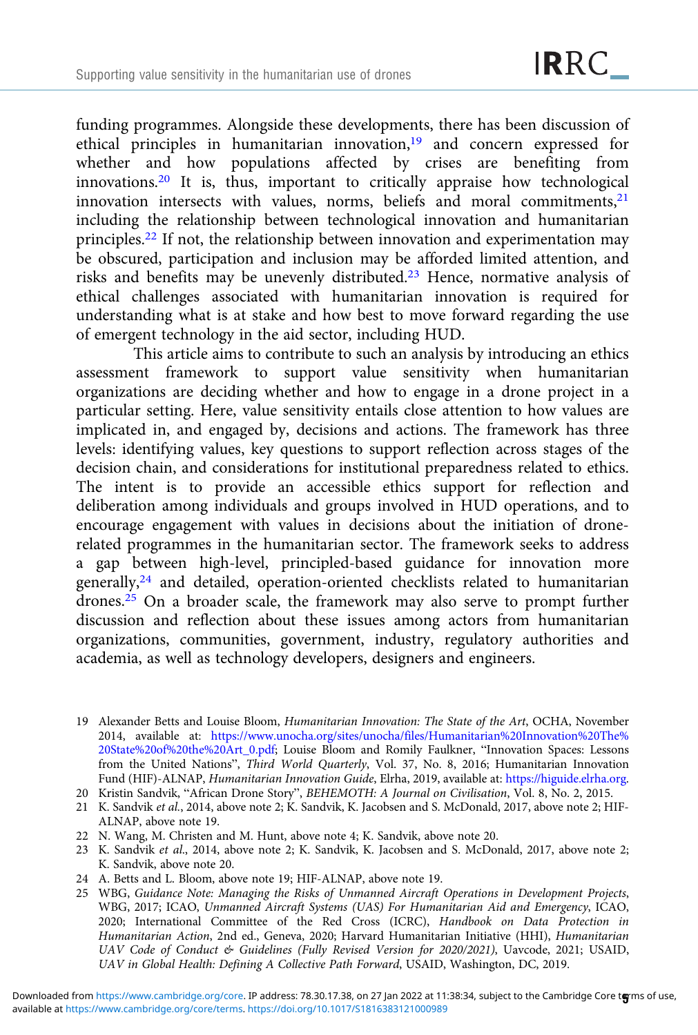funding programmes. Alongside these developments, there has been discussion of ethical principles in humanitarian innovation,[19] and concern expressed for whether and how populations affected by crises are benefiting from innovations.[20] It is, thus, important to critically appraise how technological innovation intersects with values, norms, beliefs and moral commitments,[21] including the relationship between technological innovation and humanitarian principles.[22] If not, the relationship between innovation and experimentation may be obscured, participation and inclusion may be afforded limited attention, and risks and benefits may be unevenly distributed.[23] Hence, normative analysis of ethical challenges associated with humanitarian innovation is required for understanding what is at stake and how best to move forward regarding the use of emergent technology in the aid sector, including HUD.

This article aims to contribute to such an analysis by introducing an ethics assessment framework to support value sensitivity when humanitarian organizations are deciding whether and how to engage in a drone project in a particular setting. Here, value sensitivity entails close attention to how values are implicated in, and engaged by, decisions and actions. The framework has three levels: identifying values, key questions to support reflection across stages of the decision chain, and considerations for institutional preparedness related to ethics. The intent is to provide an accessible ethics support for reflection and deliberation among individuals and groups involved in HUD operations, and to encourage engagement with values in decisions about the initiation of drone-related programmes in the humanitarian sector. The framework seeks to address a gap between high-level, principled-based guidance for innovation more generally,[24] and detailed, operation-oriented checklists related to humanitarian drones.[25] On a broader scale, the framework may also serve to prompt further discussion and reflection about these issues among actors from humanitarian organizations, communities, government, industry, regulatory authorities and academia, as well as technology developers, designers and engineers.

19 Alexander Betts and Louise Bloom, *Humanitarian Innovation: The State of the Art*, OCHA, November 2014, available at: https://www.unocha.org/sites/unocha/files/Humanitarian%20Innovation%20The%20State%20of%20the%20Art_0.pdf; Louise Bloom and Romily Faulkner, "Innovation Spaces: Lessons from the United Nations", *Third World Quarterly*, Vol. 37, No. 8, 2016; Humanitarian Innovation Fund (HIF)-ALNAP, *Humanitarian Innovation Guide*, Elrha, 2019, available at: https://higuide.elrha.org.

20 Kristin Sandvik, "African Drone Story", *BEHEMOTH: A Journal on Civilisation*, Vol. 8, No. 2, 2015.

21 K. Sandvik *et al.*, 2014, above note 2; K. Sandvik, K. Jacobsen and S. McDonald, 2017, above note 2; HIF-ALNAP, above note 19.

22 N. Wang, M. Christen and M. Hunt, above note 4; K. Sandvik, above note 20.

23 K. Sandvik *et al.*, 2014, above note 2; K. Sandvik, K. Jacobsen and S. McDonald, 2017, above note 2; K. Sandvik, above note 20.

24 A. Betts and L. Bloom, above note 19; HIF-ALNAP, above note 19.

25 WBG, *Guidance Note: Managing the Risks of Unmanned Aircraft Operations in Development Projects*, WBG, 2017; ICAO, *Unmanned Aircraft Systems (UAS) For Humanitarian Aid and Emergency*, ICAO, 2020; International Committee of the Red Cross (ICRC), *Handbook on Data Protection in Humanitarian Action*, 2nd ed., Geneva, 2020; Harvard Humanitarian Initiative (HHI), *Humanitarian UAV Code of Conduct & Guidelines (Fully Revised Version for 2020/2021)*, Uavcode, 2021; USAID, *UAV in Global Health: Defining A Collective Path Forward*, USAID, Washington, DC, 2019.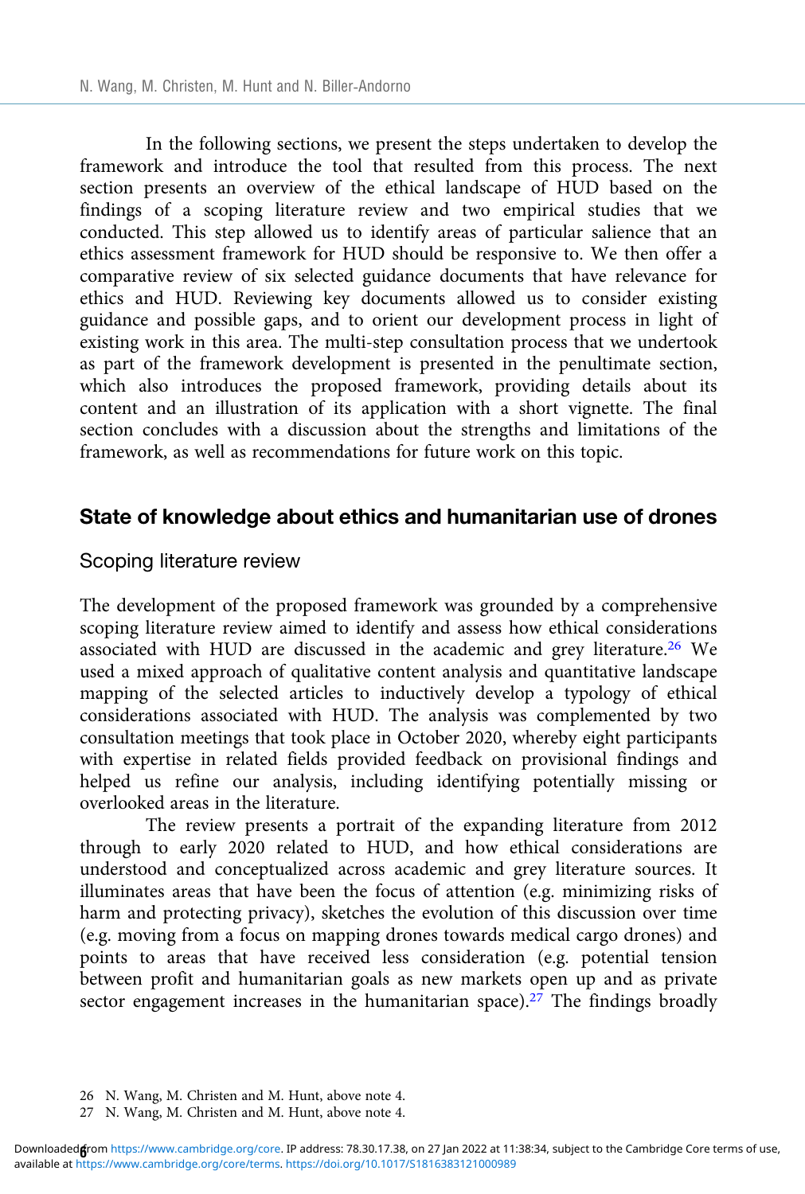In the following sections, we present the steps undertaken to develop the framework and introduce the tool that resulted from this process. The next section presents an overview of the ethical landscape of HUD based on the findings of a scoping literature review and two empirical studies that we conducted. This step allowed us to identify areas of particular salience that an ethics assessment framework for HUD should be responsive to. We then offer a comparative review of six selected guidance documents that have relevance for ethics and HUD. Reviewing key documents allowed us to consider existing guidance and possible gaps, and to orient our development process in light of existing work in this area. The multi-step consultation process that we undertook as part of the framework development is presented in the penultimate section, which also introduces the proposed framework, providing details about its content and an illustration of its application with a short vignette. The final section concludes with a discussion about the strengths and limitations of the framework, as well as recommendations for future work on this topic.

## State of knowledge about ethics and humanitarian use of drones

### Scoping literature review

The development of the proposed framework was grounded by a comprehensive scoping literature review aimed to identify and assess how ethical considerations associated with HUD are discussed in the academic and grey literature.[26] We used a mixed approach of qualitative content analysis and quantitative landscape mapping of the selected articles to inductively develop a typology of ethical considerations associated with HUD. The analysis was complemented by two consultation meetings that took place in October 2020, whereby eight participants with expertise in related fields provided feedback on provisional findings and helped us refine our analysis, including identifying potentially missing or overlooked areas in the literature.

The review presents a portrait of the expanding literature from 2012 through to early 2020 related to HUD, and how ethical considerations are understood and conceptualized across academic and grey literature sources. It illuminates areas that have been the focus of attention (e.g. minimizing risks of harm and protecting privacy), sketches the evolution of this discussion over time (e.g. moving from a focus on mapping drones towards medical cargo drones) and points to areas that have received less consideration (e.g. potential tension between profit and humanitarian goals as new markets open up and as private sector engagement increases in the humanitarian space).[27] The findings broadly

26 N. Wang, M. Christen and M. Hunt, above note 4.

27 N. Wang, M. Christen and M. Hunt, above note 4.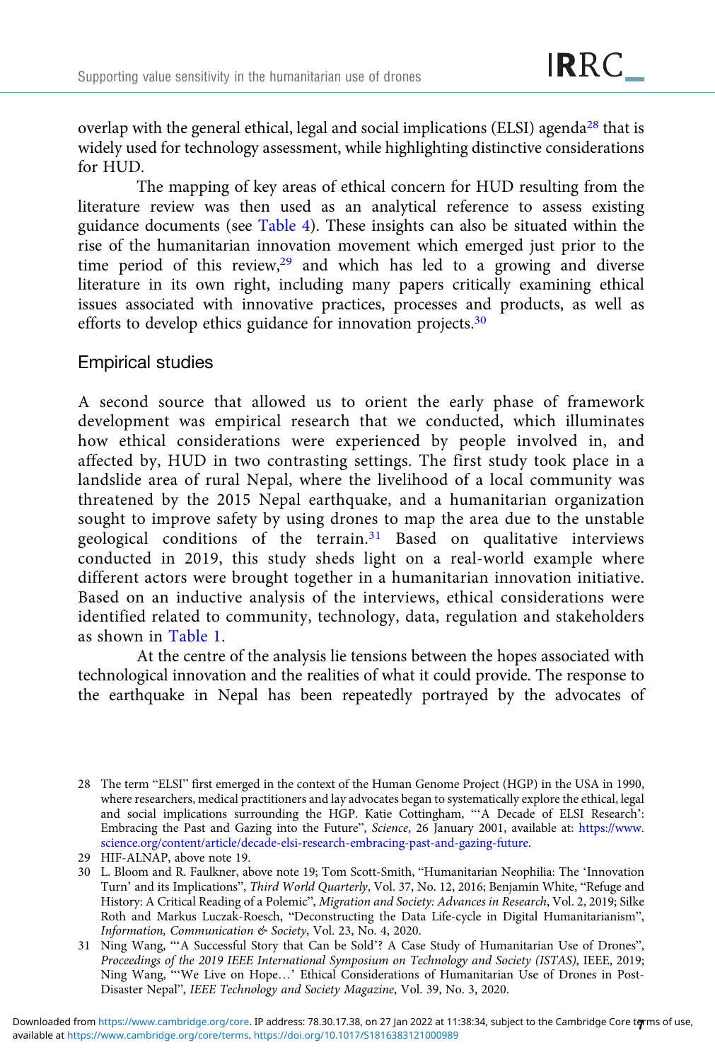overlap with the general ethical, legal and social implications (ELSI) agenda[28] that is widely used for technology assessment, while highlighting distinctive considerations for HUD.

The mapping of key areas of ethical concern for HUD resulting from the literature review was then used as an analytical reference to assess existing guidance documents (see Table 4). These insights can also be situated within the rise of the humanitarian innovation movement which emerged just prior to the time period of this review,[29] and which has led to a growing and diverse literature in its own right, including many papers critically examining ethical issues associated with innovative practices, processes and products, as well as efforts to develop ethics guidance for innovation projects.[30]

## Empirical studies

A second source that allowed us to orient the early phase of framework development was empirical research that we conducted, which illuminates how ethical considerations were experienced by people involved in, and affected by, HUD in two contrasting settings. The first study took place in a landslide area of rural Nepal, where the livelihood of a local community was threatened by the 2015 Nepal earthquake, and a humanitarian organization sought to improve safety by using drones to map the area due to the unstable geological conditions of the terrain.[31] Based on qualitative interviews conducted in 2019, this study sheds light on a real-world example where different actors were brought together in a humanitarian innovation initiative. Based on an inductive analysis of the interviews, ethical considerations were identified related to community, technology, data, regulation and stakeholders as shown in Table 1.

At the centre of the analysis lie tensions between the hopes associated with technological innovation and the realities of what it could provide. The response to the earthquake in Nepal has been repeatedly portrayed by the advocates of

28 The term "ELSI" first emerged in the context of the Human Genome Project (HGP) in the USA in 1990, where researchers, medical practitioners and lay advocates began to systematically explore the ethical, legal and social implications surrounding the HGP. Katie Cottingham, "'A Decade of ELSI Research': Embracing the Past and Gazing into the Future", *Science*, 26 January 2001, available at: https://www.science.org/content/article/decade-elsi-research-embracing-past-and-gazing-future.

29 HIF-ALNAP, above note 19.

30 L. Bloom and R. Faulkner, above note 19; Tom Scott-Smith, "Humanitarian Neophilia: The 'Innovation Turn' and its Implications", *Third World Quarterly*, Vol. 37, No. 12, 2016; Benjamin White, "Refuge and History: A Critical Reading of a Polemic", *Migration and Society: Advances in Research*, Vol. 2, 2019; Silke Roth and Markus Luczak-Roesch, "Deconstructing the Data Life-cycle in Digital Humanitarianism", *Information, Communication & Society*, Vol. 23, No. 4, 2020.

31 Ning Wang, "'A Successful Story that Can be Sold'? A Case Study of Humanitarian Use of Drones", *Proceedings of the 2019 IEEE International Symposium on Technology and Society (ISTAS)*, IEEE, 2019; Ning Wang, "'We Live on Hope…' Ethical Considerations of Humanitarian Use of Drones in Post-Disaster Nepal", *IEEE Technology and Society Magazine*, Vol. 39, No. 3, 2020.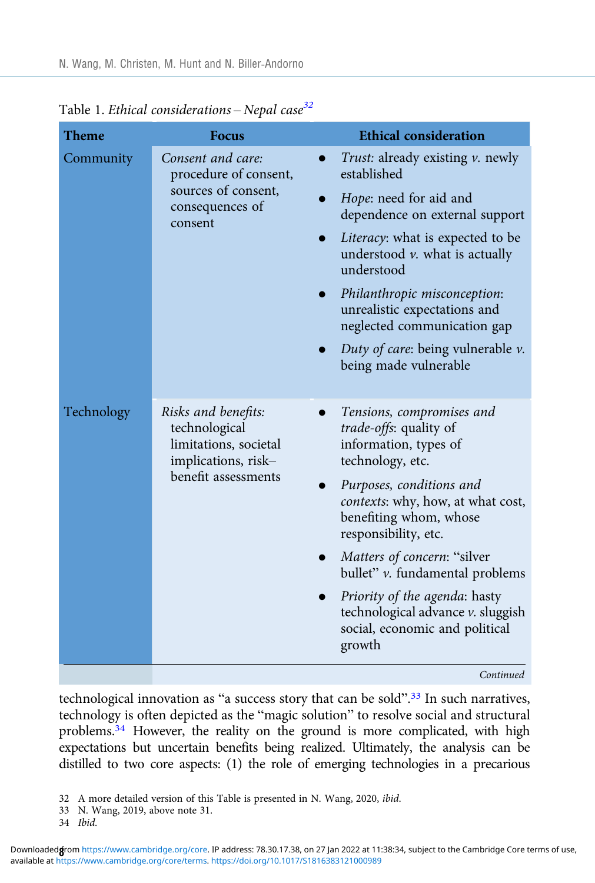Table 1. *Ethical considerations – Nepal case*[32]

| Theme | Focus | Ethical consideration |
|---|---|---|
| Community | *Consent and care:* procedure of consent, sources of consent, consequences of consent | • *Trust:* already existing *v.* newly established<br>• *Hope*: need for aid and dependence on external support<br>• *Literacy*: what is expected to be understood *v.* what is actually understood<br>• *Philanthropic misconception*: unrealistic expectations and neglected communication gap<br>• *Duty of care*: being vulnerable *v.* being made vulnerable |
| Technology | *Risks and benefits:* technological limitations, societal implications, risk–benefit assessments | • *Tensions, compromises and trade-offs*: quality of information, types of technology, etc.<br>• *Purposes, conditions and contexts*: why, how, at what cost, benefiting whom, whose responsibility, etc.<br>• *Matters of concern*: "silver bullet" *v.* fundamental problems<br>• *Priority of the agenda*: hasty technological advance *v.* sluggish social, economic and political growth |

*Continued*

technological innovation as "a success story that can be sold".[33] In such narratives, technology is often depicted as the "magic solution" to resolve social and structural problems.[34] However, the reality on the ground is more complicated, with high expectations but uncertain benefits being realized. Ultimately, the analysis can be distilled to two core aspects: (1) the role of emerging technologies in a precarious

32 A more detailed version of this Table is presented in N. Wang, 2020, *ibid.*

33 N. Wang, 2019, above note 31.

34 *Ibid.*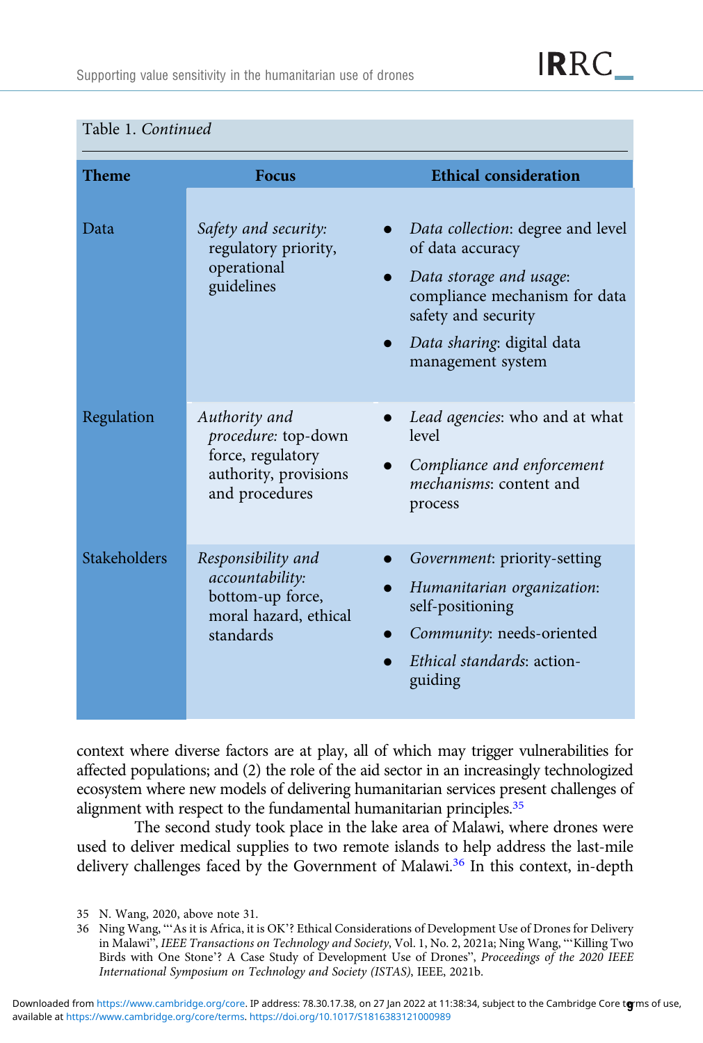Table 1. *Continued*

| Theme | Focus | Ethical consideration |
|---|---|---|
| Data | *Safety and security:* regulatory priority, operational guidelines | • *Data collection*: degree and level of data accuracy<br>• *Data storage and usage*: compliance mechanism for data safety and security<br>• *Data sharing*: digital data management system |
| Regulation | *Authority and procedure:* top-down force, regulatory authority, provisions and procedures | • *Lead agencies*: who and at what level<br>• *Compliance and enforcement mechanisms*: content and process |
| Stakeholders | *Responsibility and accountability:* bottom-up force, moral hazard, ethical standards | • *Government*: priority-setting<br>• *Humanitarian organization*: self-positioning<br>• *Community*: needs-oriented<br>• *Ethical standards*: action-guiding |

context where diverse factors are at play, all of which may trigger vulnerabilities for affected populations; and (2) the role of the aid sector in an increasingly technologized ecosystem where new models of delivering humanitarian services present challenges of alignment with respect to the fundamental humanitarian principles.[35]

The second study took place in the lake area of Malawi, where drones were used to deliver medical supplies to two remote islands to help address the last-mile delivery challenges faced by the Government of Malawi.[36] In this context, in-depth

35 N. Wang, 2020, above note 31.

36 Ning Wang, "'As it is Africa, it is OK'? Ethical Considerations of Development Use of Drones for Delivery in Malawi", *IEEE Transactions on Technology and Society*, Vol. 1, No. 2, 2021a; Ning Wang, "'Killing Two Birds with One Stone'? A Case Study of Development Use of Drones", *Proceedings of the 2020 IEEE International Symposium on Technology and Society (ISTAS)*, IEEE, 2021b.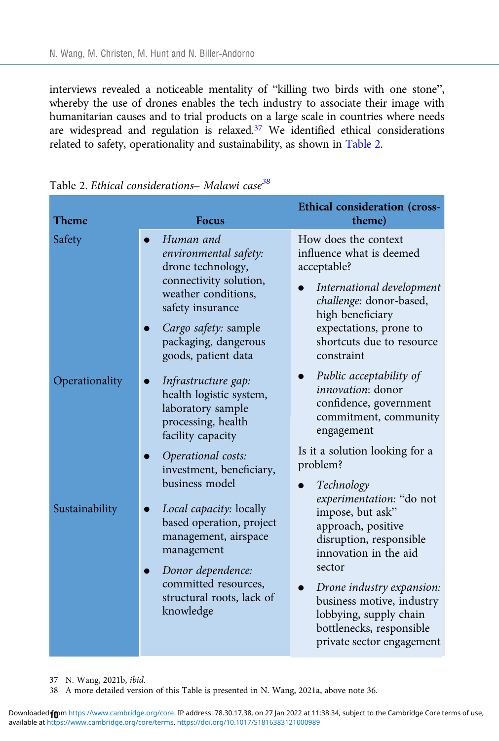interviews revealed a noticeable mentality of "killing two birds with one stone", whereby the use of drones enables the tech industry to associate their image with humanitarian causes and to trial products on a large scale in countries where needs are widespread and regulation is relaxed.[37] We identified ethical considerations related to safety, operationality and sustainability, as shown in Table 2.

Table 2. *Ethical considerations– Malawi case*[38]

| Theme | Focus | Ethical consideration (cross-theme) |
|---|---|---|
| Safety | • *Human and environmental safety:* drone technology, connectivity solution, weather conditions, safety insurance<br>• *Cargo safety:* sample packaging, dangerous goods, patient data | How does the context influence what is deemed acceptable?<br>• *International development challenge:* donor-based, high beneficiary expectations, prone to shortcuts due to resource constraint |
| Operationality | • *Infrastructure gap:* health logistic system, laboratory sample processing, health facility capacity<br>• *Operational costs:* investment, beneficiary, business model | • *Public acceptability of innovation*: donor confidence, government commitment, community engagement<br>Is it a solution looking for a problem? |
| Sustainability | • *Local capacity:* locally based operation, project management, airspace management<br>• *Donor dependence:* committed resources, structural roots, lack of knowledge | • *Technology experimentation:* "do not impose, but ask" approach, positive disruption, responsible innovation in the aid sector<br>• *Drone industry expansion:* business motive, industry lobbying, supply chain bottlenecks, responsible private sector engagement |

37 N. Wang, 2021b, *ibid.*

38 A more detailed version of this Table is presented in N. Wang, 2021a, above note 36.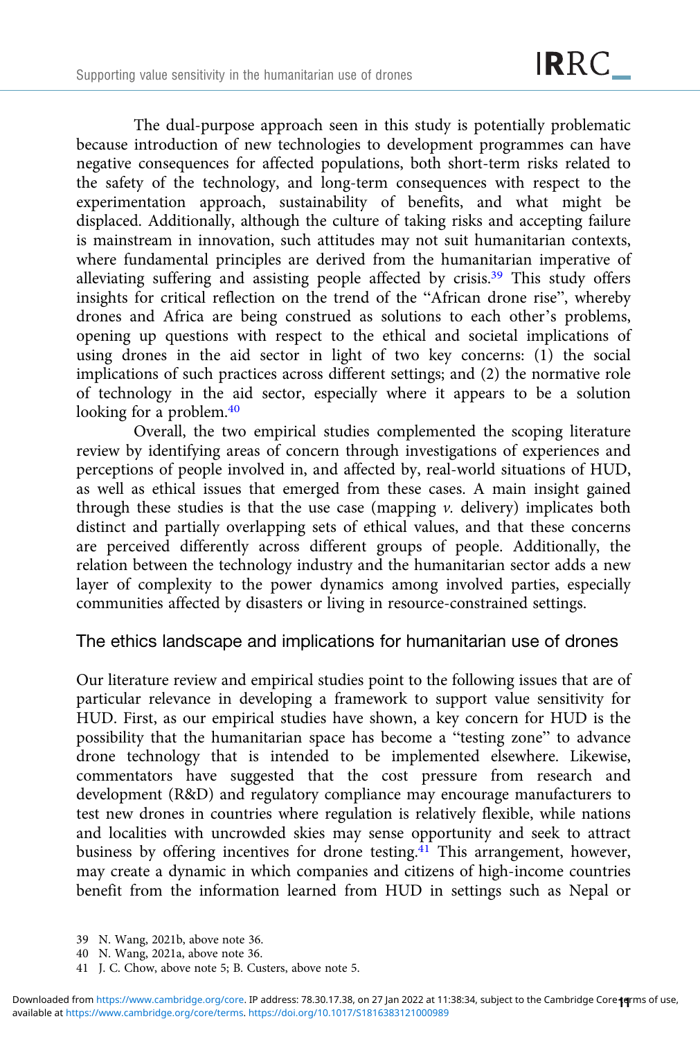The dual-purpose approach seen in this study is potentially problematic because introduction of new technologies to development programmes can have negative consequences for affected populations, both short-term risks related to the safety of the technology, and long-term consequences with respect to the experimentation approach, sustainability of benefits, and what might be displaced. Additionally, although the culture of taking risks and accepting failure is mainstream in innovation, such attitudes may not suit humanitarian contexts, where fundamental principles are derived from the humanitarian imperative of alleviating suffering and assisting people affected by crisis.[39] This study offers insights for critical reflection on the trend of the "African drone rise", whereby drones and Africa are being construed as solutions to each other's problems, opening up questions with respect to the ethical and societal implications of using drones in the aid sector in light of two key concerns: (1) the social implications of such practices across different settings; and (2) the normative role of technology in the aid sector, especially where it appears to be a solution looking for a problem.[40]

Overall, the two empirical studies complemented the scoping literature review by identifying areas of concern through investigations of experiences and perceptions of people involved in, and affected by, real-world situations of HUD, as well as ethical issues that emerged from these cases. A main insight gained through these studies is that the use case (mapping *v.* delivery) implicates both distinct and partially overlapping sets of ethical values, and that these concerns are perceived differently across different groups of people. Additionally, the relation between the technology industry and the humanitarian sector adds a new layer of complexity to the power dynamics among involved parties, especially communities affected by disasters or living in resource-constrained settings.

## The ethics landscape and implications for humanitarian use of drones

Our literature review and empirical studies point to the following issues that are of particular relevance in developing a framework to support value sensitivity for HUD. First, as our empirical studies have shown, a key concern for HUD is the possibility that the humanitarian space has become a "testing zone" to advance drone technology that is intended to be implemented elsewhere. Likewise, commentators have suggested that the cost pressure from research and development (R&D) and regulatory compliance may encourage manufacturers to test new drones in countries where regulation is relatively flexible, while nations and localities with uncrowded skies may sense opportunity and seek to attract business by offering incentives for drone testing.[41] This arrangement, however, may create a dynamic in which companies and citizens of high-income countries benefit from the information learned from HUD in settings such as Nepal or

39 N. Wang, 2021b, above note 36.

40 N. Wang, 2021a, above note 36.

41 J. C. Chow, above note 5; B. Custers, above note 5.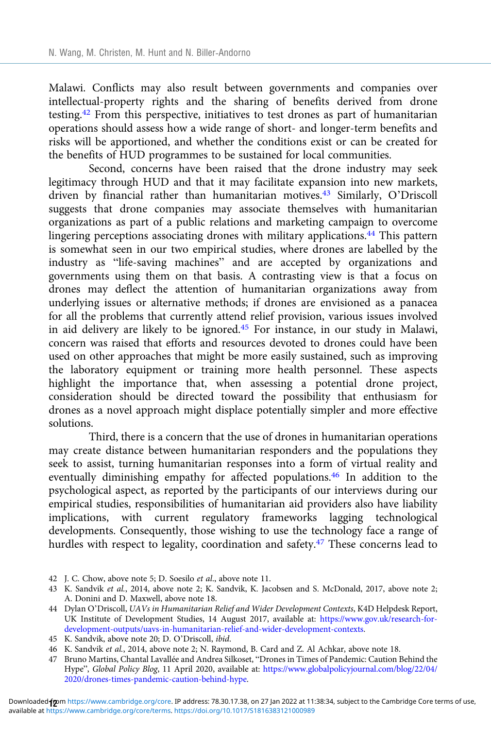Malawi. Conflicts may also result between governments and companies over intellectual-property rights and the sharing of benefits derived from drone testing.[42] From this perspective, initiatives to test drones as part of humanitarian operations should assess how a wide range of short- and longer-term benefits and risks will be apportioned, and whether the conditions exist or can be created for the benefits of HUD programmes to be sustained for local communities.

Second, concerns have been raised that the drone industry may seek legitimacy through HUD and that it may facilitate expansion into new markets, driven by financial rather than humanitarian motives.[43] Similarly, O'Driscoll suggests that drone companies may associate themselves with humanitarian organizations as part of a public relations and marketing campaign to overcome lingering perceptions associating drones with military applications.[44] This pattern is somewhat seen in our two empirical studies, where drones are labelled by the industry as "life-saving machines" and are accepted by organizations and governments using them on that basis. A contrasting view is that a focus on drones may deflect the attention of humanitarian organizations away from underlying issues or alternative methods; if drones are envisioned as a panacea for all the problems that currently attend relief provision, various issues involved in aid delivery are likely to be ignored.[45] For instance, in our study in Malawi, concern was raised that efforts and resources devoted to drones could have been used on other approaches that might be more easily sustained, such as improving the laboratory equipment or training more health personnel. These aspects highlight the importance that, when assessing a potential drone project, consideration should be directed toward the possibility that enthusiasm for drones as a novel approach might displace potentially simpler and more effective solutions.

Third, there is a concern that the use of drones in humanitarian operations may create distance between humanitarian responders and the populations they seek to assist, turning humanitarian responses into a form of virtual reality and eventually diminishing empathy for affected populations.[46] In addition to the psychological aspect, as reported by the participants of our interviews during our empirical studies, responsibilities of humanitarian aid providers also have liability implications, with current regulatory frameworks lagging technological developments. Consequently, those wishing to use the technology face a range of hurdles with respect to legality, coordination and safety.[47] These concerns lead to

42 J. C. Chow, above note 5; D. Soesilo *et al.*, above note 11.

43 K. Sandvik *et al.*, 2014, above note 2; K. Sandvik, K. Jacobsen and S. McDonald, 2017, above note 2; A. Donini and D. Maxwell, above note 18.

44 Dylan O'Driscoll, *UAVs in Humanitarian Relief and Wider Development Contexts*, K4D Helpdesk Report, UK Institute of Development Studies, 14 August 2017, available at: https://www.gov.uk/research-for-development-outputs/uavs-in-humanitarian-relief-and-wider-development-contexts.

45 K. Sandvik, above note 20; D. O'Driscoll, *ibid*.

46 K. Sandvik *et al.*, 2014, above note 2; N. Raymond, B. Card and Z. Al Achkar, above note 18.

47 Bruno Martins, Chantal Lavallée and Andrea Silkoset, "Drones in Times of Pandemic: Caution Behind the Hype", *Global Policy Blog*, 11 April 2020, available at: https://www.globalpolicyjournal.com/blog/22/04/2020/drones-times-pandemic-caution-behind-hype.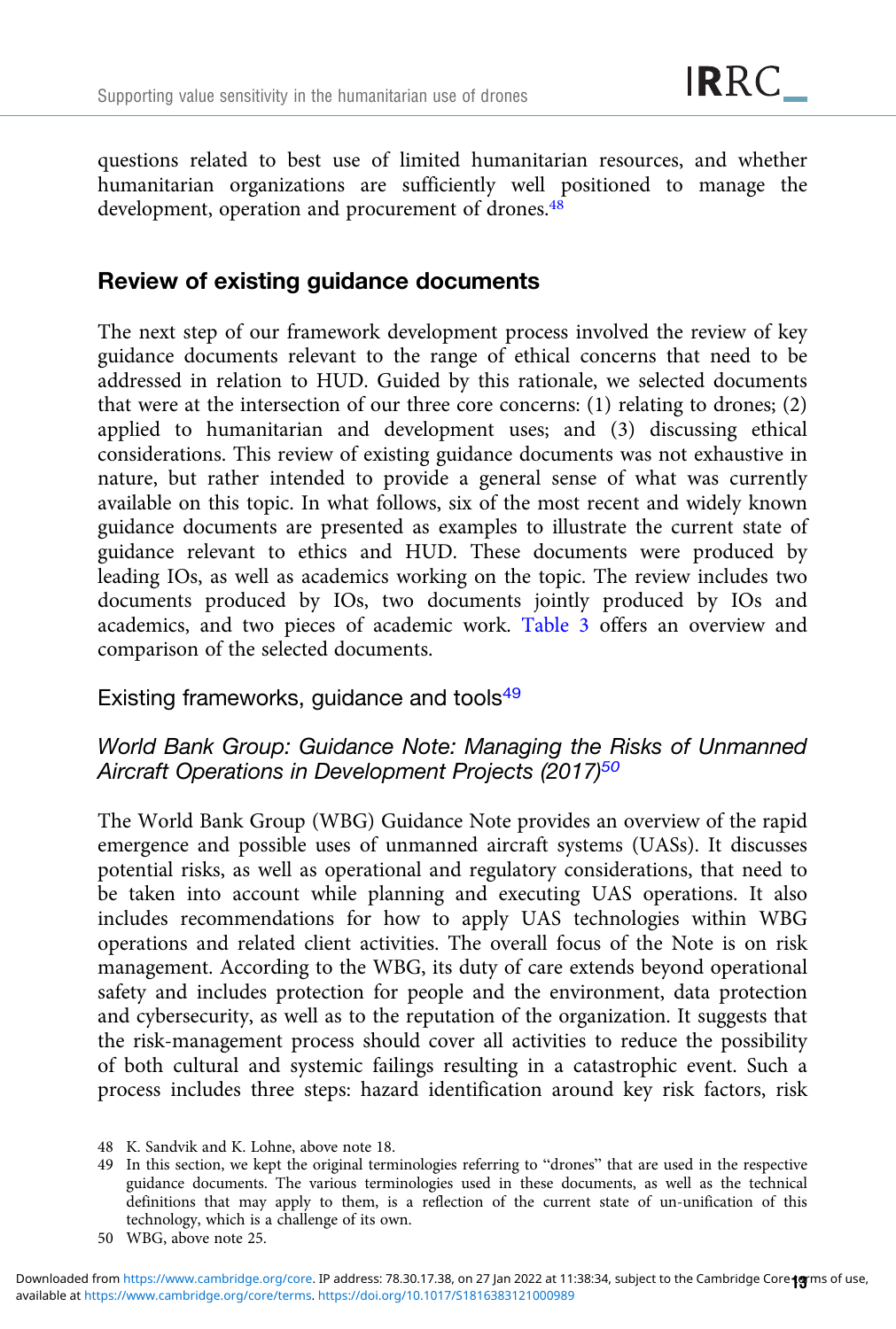questions related to best use of limited humanitarian resources, and whether humanitarian organizations are sufficiently well positioned to manage the development, operation and procurement of drones.[48]

## Review of existing guidance documents

The next step of our framework development process involved the review of key guidance documents relevant to the range of ethical concerns that need to be addressed in relation to HUD. Guided by this rationale, we selected documents that were at the intersection of our three core concerns: (1) relating to drones; (2) applied to humanitarian and development uses; and (3) discussing ethical considerations. This review of existing guidance documents was not exhaustive in nature, but rather intended to provide a general sense of what was currently available on this topic. In what follows, six of the most recent and widely known guidance documents are presented as examples to illustrate the current state of guidance relevant to ethics and HUD. These documents were produced by leading IOs, as well as academics working on the topic. The review includes two documents produced by IOs, two documents jointly produced by IOs and academics, and two pieces of academic work. Table 3 offers an overview and comparison of the selected documents.

### Existing frameworks, guidance and tools[49]

#### *World Bank Group: Guidance Note: Managing the Risks of Unmanned Aircraft Operations in Development Projects (2017)*[50]

The World Bank Group (WBG) Guidance Note provides an overview of the rapid emergence and possible uses of unmanned aircraft systems (UASs). It discusses potential risks, as well as operational and regulatory considerations, that need to be taken into account while planning and executing UAS operations. It also includes recommendations for how to apply UAS technologies within WBG operations and related client activities. The overall focus of the Note is on risk management. According to the WBG, its duty of care extends beyond operational safety and includes protection for people and the environment, data protection and cybersecurity, as well as to the reputation of the organization. It suggests that the risk-management process should cover all activities to reduce the possibility of both cultural and systemic failings resulting in a catastrophic event. Such a process includes three steps: hazard identification around key risk factors, risk

48 K. Sandvik and K. Lohne, above note 18.

49 In this section, we kept the original terminologies referring to "drones" that are used in the respective guidance documents. The various terminologies used in these documents, as well as the technical definitions that may apply to them, is a reflection of the current state of un-unification of this technology, which is a challenge of its own.

50 WBG, above note 25.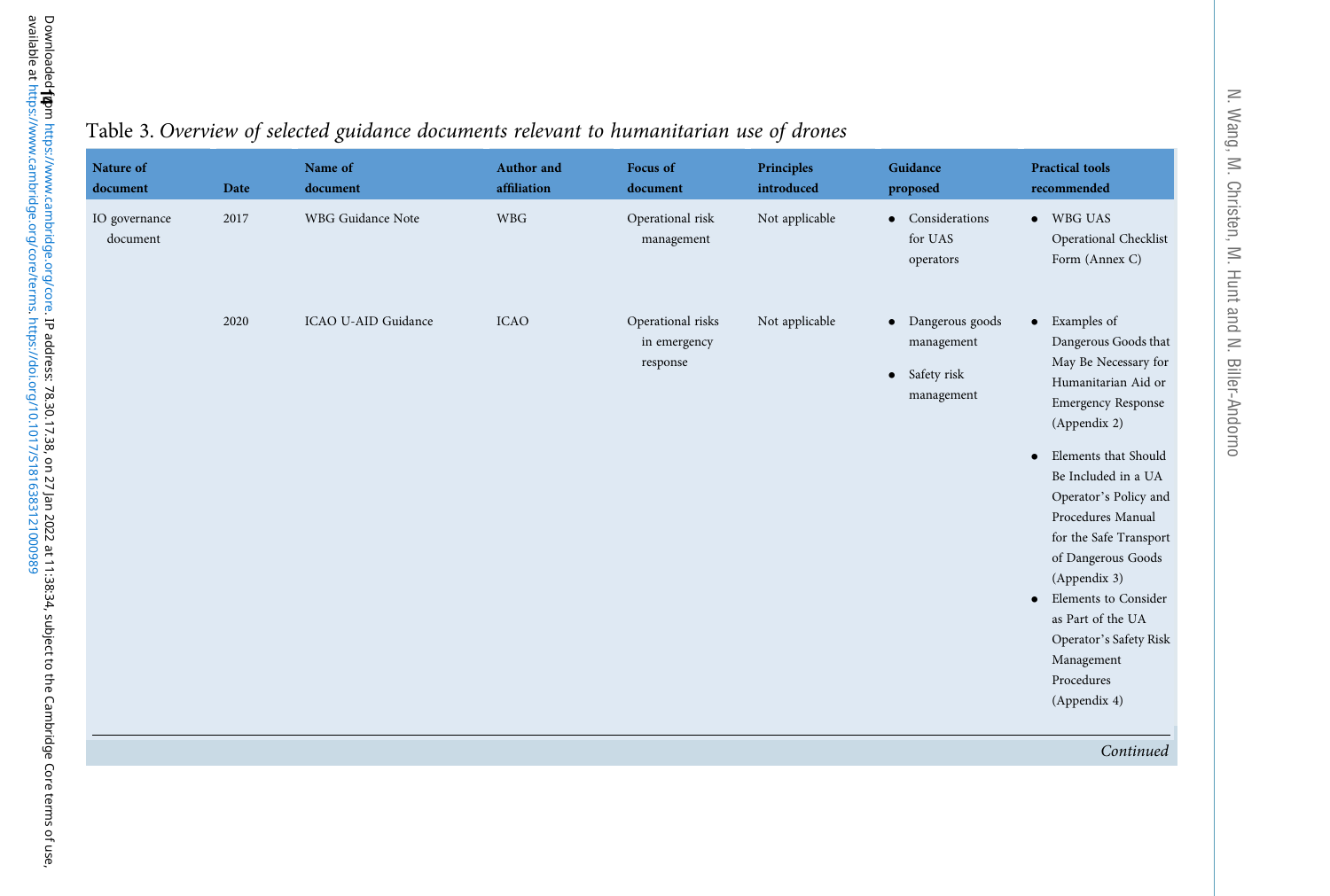Table 3. *Overview of selected guidance documents relevant to humanitarian use of drones*

| Nature of document | Date | Name of document | Author and affiliation | Focus of document | Principles introduced | Guidance proposed | Practical tools recommended |
|---|---|---|---|---|---|---|---|
| IO governance document | 2017 | WBG Guidance Note | WBG | Operational risk management | Not applicable | • Considerations for UAS operators | • WBG UAS Operational Checklist Form (Annex C) |
| | 2020 | ICAO U-AID Guidance | ICAO | Operational risks in emergency response | Not applicable | • Dangerous goods management<br>• Safety risk management | • Examples of Dangerous Goods that May Be Necessary for Humanitarian Aid or Emergency Response (Appendix 2)<br>• Elements that Should Be Included in a UA Operator's Policy and Procedures Manual for the Safe Transport of Dangerous Goods (Appendix 3)<br>• Elements to Consider as Part of the UA Operator's Safety Risk Management Procedures (Appendix 4) |

*Continued*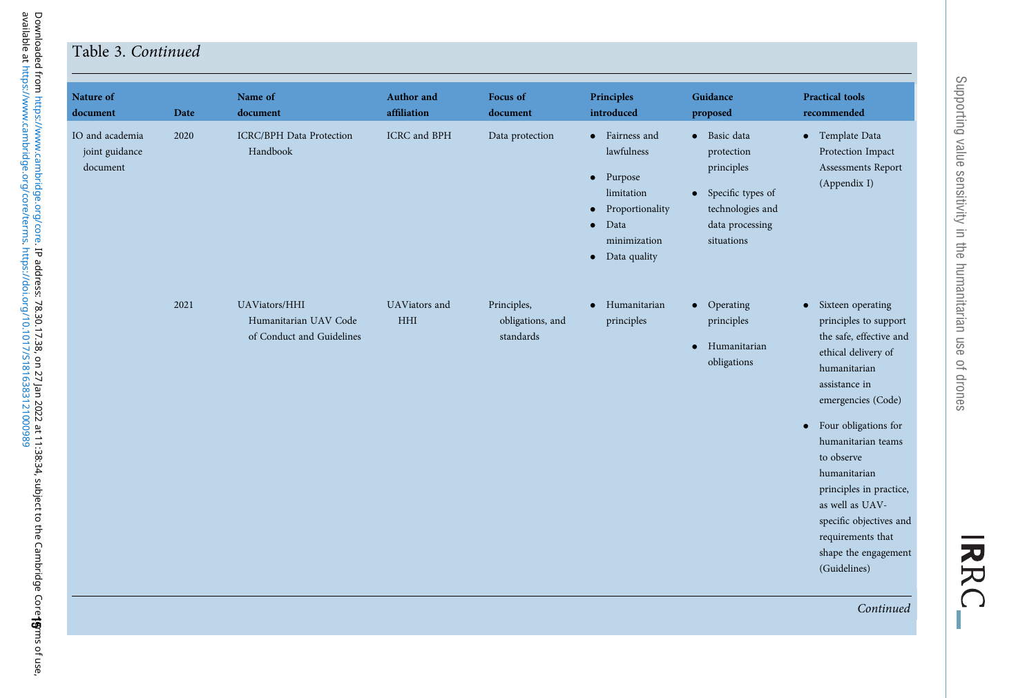Table 3. *Continued*

| Nature of document | Date | Name of document | Author and affiliation | Focus of document | Principles introduced | Guidance proposed | Practical tools recommended |
|---|---|---|---|---|---|---|---|
| IO and academia joint guidance document | 2020 | ICRC/BPH Data Protection Handbook | ICRC and BPH | Data protection | • Fairness and lawfulness<br>• Purpose limitation<br>• Proportionality<br>• Data minimization<br>• Data quality | • Basic data protection principles<br>• Specific types of technologies and data processing situations | • Template Data Protection Impact Assessments Report (Appendix I) |
| | 2021 | UAViators/HHI Humanitarian UAV Code of Conduct and Guidelines | UAViators and HHI | Principles, obligations, and standards | • Humanitarian principles | • Operating principles<br>• Humanitarian obligations | • Sixteen operating principles to support the safe, effective and ethical delivery of humanitarian assistance in emergencies (Code)<br>• Four obligations for humanitarian teams to observe humanitarian principles in practice, as well as UAV-specific objectives and requirements that shape the engagement (Guidelines) |

*Continued*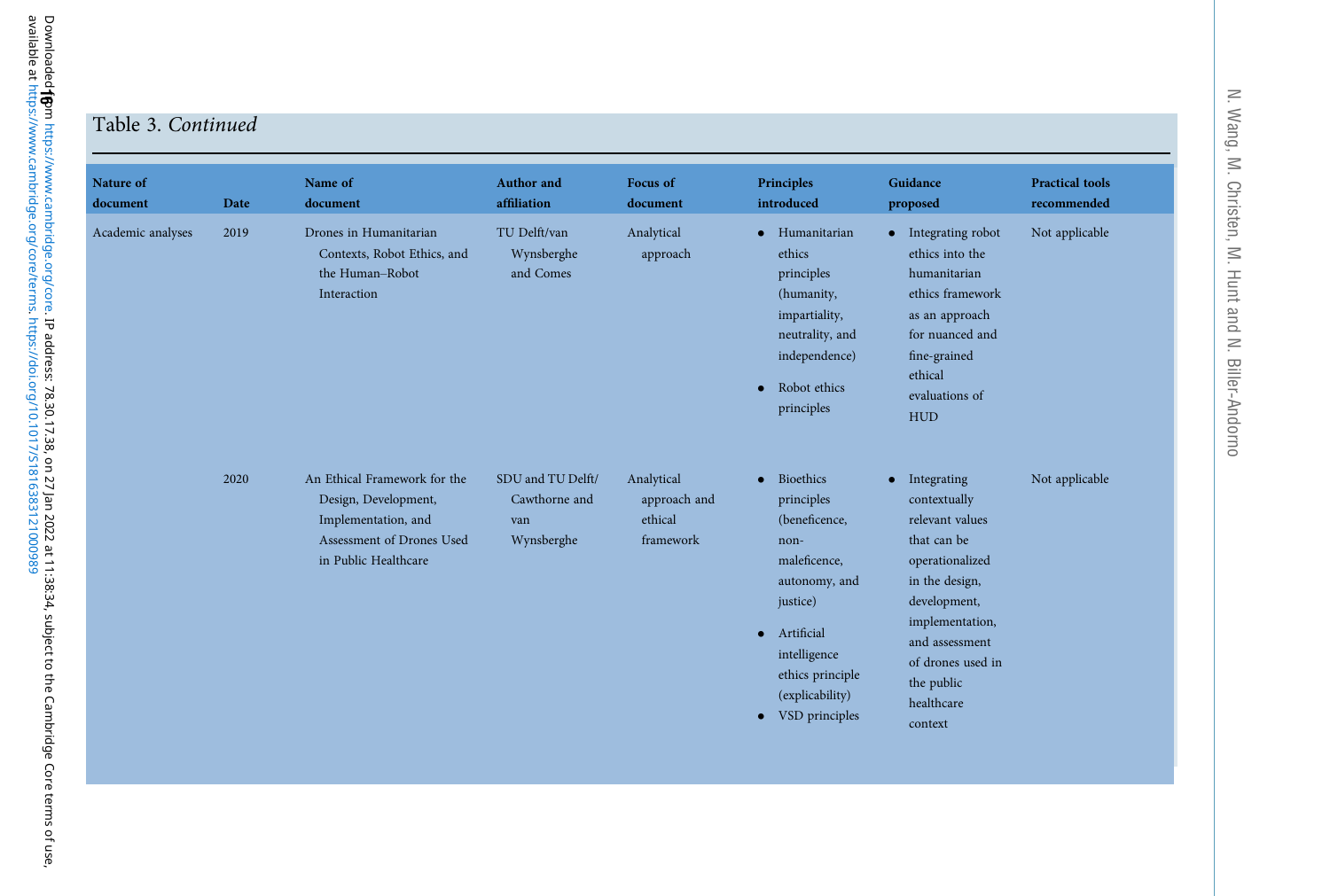Table 3. *Continued*

| Nature of document | Date | Name of document | Author and affiliation | Focus of document | Principles introduced | Guidance proposed | Practical tools recommended |
|---|---|---|---|---|---|---|---|
| Academic analyses | 2019 | Drones in Humanitarian Contexts, Robot Ethics, and the Human–Robot Interaction | TU Delft/van Wynsberghe and Comes | Analytical approach | • Humanitarian ethics principles (humanity, impartiality, neutrality, and independence) • Robot ethics principles | • Integrating robot ethics into the humanitarian ethics framework as an approach for nuanced and fine-grained ethical evaluations of HUD | Not applicable |
| | 2020 | An Ethical Framework for the Design, Development, Implementation, and Assessment of Drones Used in Public Healthcare | SDU and TU Delft/Cawthorne and van Wynsberghe | Analytical approach and ethical framework | • Bioethics principles (beneficence, non-maleficence, autonomy, and justice) • Artificial intelligence ethics principle (explicability) • VSD principles | • Integrating contextually relevant values that can be operationalized in the design, development, implementation, and assessment of drones used in the public healthcare context | Not applicable |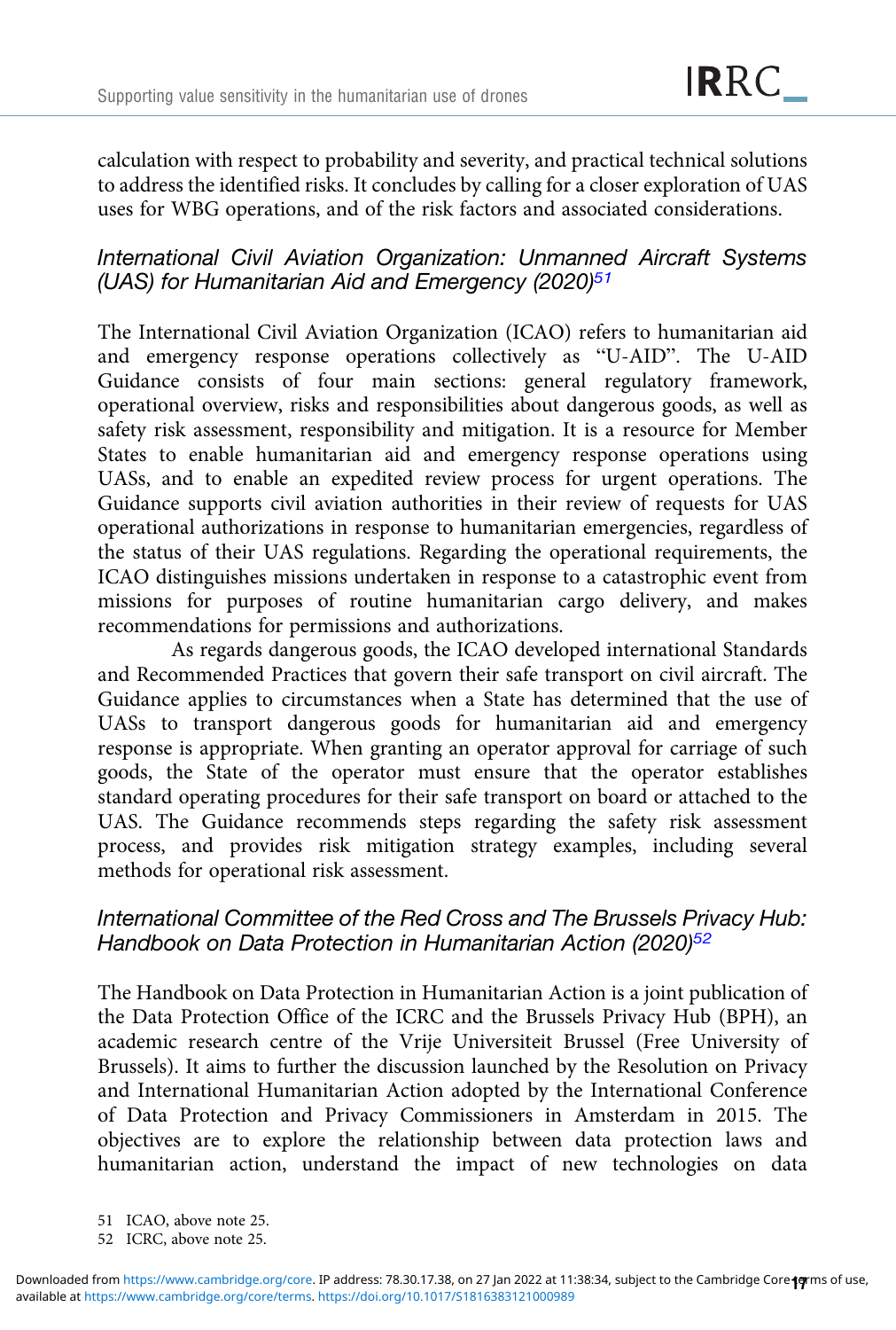calculation with respect to probability and severity, and practical technical solutions to address the identified risks. It concludes by calling for a closer exploration of UAS uses for WBG operations, and of the risk factors and associated considerations.

### *International Civil Aviation Organization: Unmanned Aircraft Systems (UAS) for Humanitarian Aid and Emergency (2020)*[51]

The International Civil Aviation Organization (ICAO) refers to humanitarian aid and emergency response operations collectively as "U-AID". The U-AID Guidance consists of four main sections: general regulatory framework, operational overview, risks and responsibilities about dangerous goods, as well as safety risk assessment, responsibility and mitigation. It is a resource for Member States to enable humanitarian aid and emergency response operations using UASs, and to enable an expedited review process for urgent operations. The Guidance supports civil aviation authorities in their review of requests for UAS operational authorizations in response to humanitarian emergencies, regardless of the status of their UAS regulations. Regarding the operational requirements, the ICAO distinguishes missions undertaken in response to a catastrophic event from missions for purposes of routine humanitarian cargo delivery, and makes recommendations for permissions and authorizations.

As regards dangerous goods, the ICAO developed international Standards and Recommended Practices that govern their safe transport on civil aircraft. The Guidance applies to circumstances when a State has determined that the use of UASs to transport dangerous goods for humanitarian aid and emergency response is appropriate. When granting an operator approval for carriage of such goods, the State of the operator must ensure that the operator establishes standard operating procedures for their safe transport on board or attached to the UAS. The Guidance recommends steps regarding the safety risk assessment process, and provides risk mitigation strategy examples, including several methods for operational risk assessment.

### *International Committee of the Red Cross and The Brussels Privacy Hub: Handbook on Data Protection in Humanitarian Action (2020)*[52]

The Handbook on Data Protection in Humanitarian Action is a joint publication of the Data Protection Office of the ICRC and the Brussels Privacy Hub (BPH), an academic research centre of the Vrije Universiteit Brussel (Free University of Brussels). It aims to further the discussion launched by the Resolution on Privacy and International Humanitarian Action adopted by the International Conference of Data Protection and Privacy Commissioners in Amsterdam in 2015. The objectives are to explore the relationship between data protection laws and humanitarian action, understand the impact of new technologies on data

51 ICAO, above note 25.

52 ICRC, above note 25.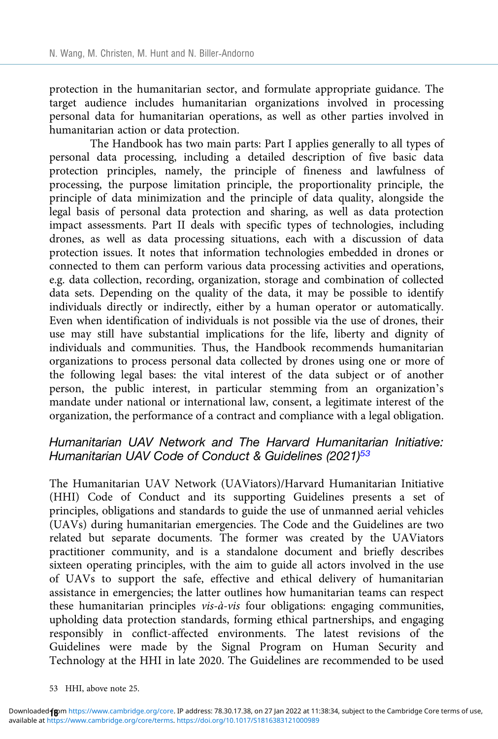protection in the humanitarian sector, and formulate appropriate guidance. The target audience includes humanitarian organizations involved in processing personal data for humanitarian operations, as well as other parties involved in humanitarian action or data protection.

The Handbook has two main parts: Part I applies generally to all types of personal data processing, including a detailed description of five basic data protection principles, namely, the principle of fineness and lawfulness of processing, the purpose limitation principle, the proportionality principle, the principle of data minimization and the principle of data quality, alongside the legal basis of personal data protection and sharing, as well as data protection impact assessments. Part II deals with specific types of technologies, including drones, as well as data processing situations, each with a discussion of data protection issues. It notes that information technologies embedded in drones or connected to them can perform various data processing activities and operations, e.g. data collection, recording, organization, storage and combination of collected data sets. Depending on the quality of the data, it may be possible to identify individuals directly or indirectly, either by a human operator or automatically. Even when identification of individuals is not possible via the use of drones, their use may still have substantial implications for the life, liberty and dignity of individuals and communities. Thus, the Handbook recommends humanitarian organizations to process personal data collected by drones using one or more of the following legal bases: the vital interest of the data subject or of another person, the public interest, in particular stemming from an organization's mandate under national or international law, consent, a legitimate interest of the organization, the performance of a contract and compliance with a legal obligation.

### *Humanitarian UAV Network and The Harvard Humanitarian Initiative: Humanitarian UAV Code of Conduct & Guidelines (2021)*[53]

The Humanitarian UAV Network (UAViators)/Harvard Humanitarian Initiative (HHI) Code of Conduct and its supporting Guidelines presents a set of principles, obligations and standards to guide the use of unmanned aerial vehicles (UAVs) during humanitarian emergencies. The Code and the Guidelines are two related but separate documents. The former was created by the UAViators practitioner community, and is a standalone document and briefly describes sixteen operating principles, with the aim to guide all actors involved in the use of UAVs to support the safe, effective and ethical delivery of humanitarian assistance in emergencies; the latter outlines how humanitarian teams can respect these humanitarian principles *vis-à-vis* four obligations: engaging communities, upholding data protection standards, forming ethical partnerships, and engaging responsibly in conflict-affected environments. The latest revisions of the Guidelines were made by the Signal Program on Human Security and Technology at the HHI in late 2020. The Guidelines are recommended to be used

53 HHI, above note 25.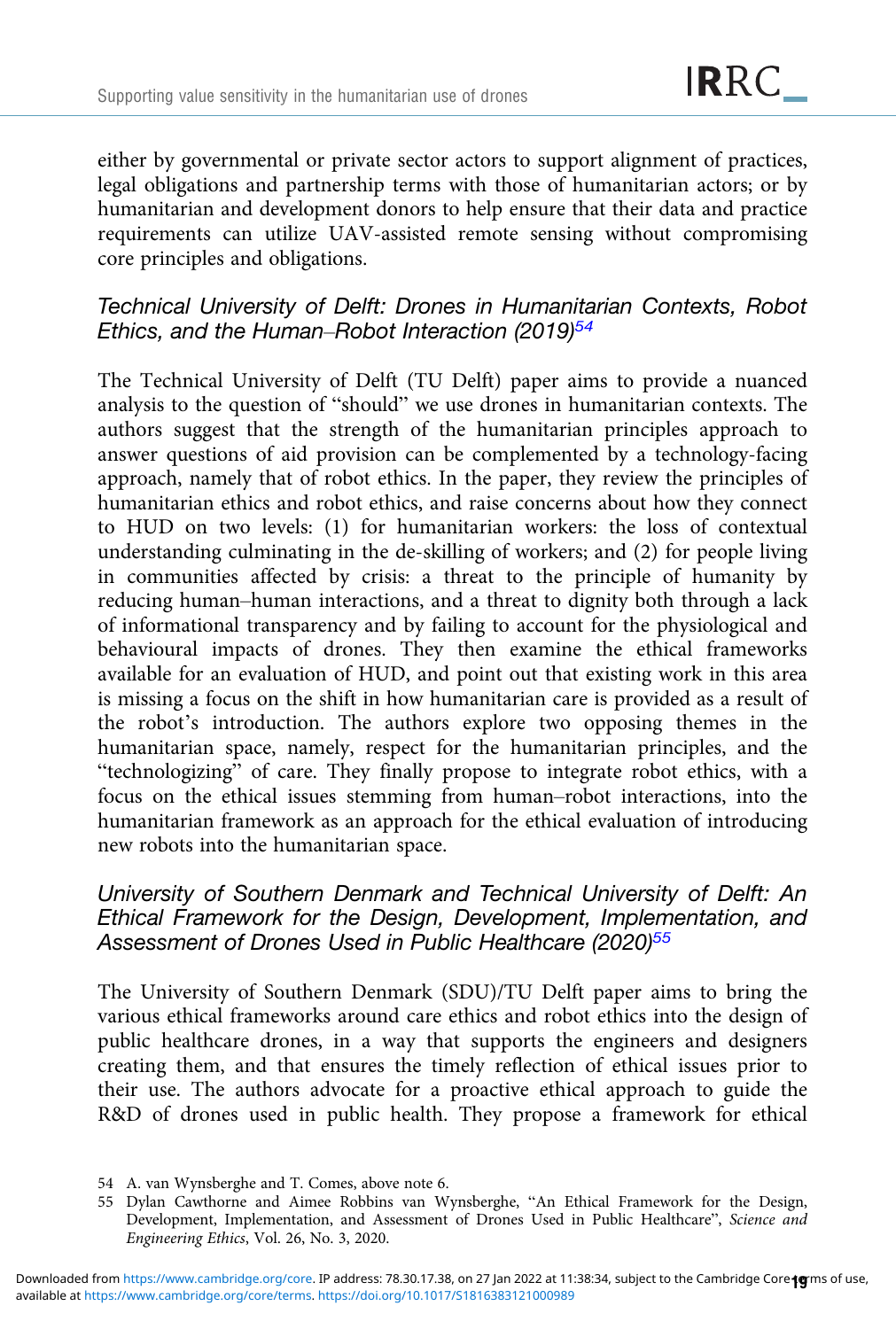either by governmental or private sector actors to support alignment of practices, legal obligations and partnership terms with those of humanitarian actors; or by humanitarian and development donors to help ensure that their data and practice requirements can utilize UAV-assisted remote sensing without compromising core principles and obligations.

### *Technical University of Delft: Drones in Humanitarian Contexts, Robot Ethics, and the Human–Robot Interaction (2019)*[54]

The Technical University of Delft (TU Delft) paper aims to provide a nuanced analysis to the question of "should" we use drones in humanitarian contexts. The authors suggest that the strength of the humanitarian principles approach to answer questions of aid provision can be complemented by a technology-facing approach, namely that of robot ethics. In the paper, they review the principles of humanitarian ethics and robot ethics, and raise concerns about how they connect to HUD on two levels: (1) for humanitarian workers: the loss of contextual understanding culminating in the de-skilling of workers; and (2) for people living in communities affected by crisis: a threat to the principle of humanity by reducing human–human interactions, and a threat to dignity both through a lack of informational transparency and by failing to account for the physiological and behavioural impacts of drones. They then examine the ethical frameworks available for an evaluation of HUD, and point out that existing work in this area is missing a focus on the shift in how humanitarian care is provided as a result of the robot's introduction. The authors explore two opposing themes in the humanitarian space, namely, respect for the humanitarian principles, and the "technologizing" of care. They finally propose to integrate robot ethics, with a focus on the ethical issues stemming from human–robot interactions, into the humanitarian framework as an approach for the ethical evaluation of introducing new robots into the humanitarian space.

### *University of Southern Denmark and Technical University of Delft: An Ethical Framework for the Design, Development, Implementation, and Assessment of Drones Used in Public Healthcare (2020)*[55]

The University of Southern Denmark (SDU)/TU Delft paper aims to bring the various ethical frameworks around care ethics and robot ethics into the design of public healthcare drones, in a way that supports the engineers and designers creating them, and that ensures the timely reflection of ethical issues prior to their use. The authors advocate for a proactive ethical approach to guide the R&D of drones used in public health. They propose a framework for ethical

54 A. van Wynsberghe and T. Comes, above note 6.

55 Dylan Cawthorne and Aimee Robbins van Wynsberghe, "An Ethical Framework for the Design, Development, Implementation, and Assessment of Drones Used in Public Healthcare", *Science and Engineering Ethics*, Vol. 26, No. 3, 2020.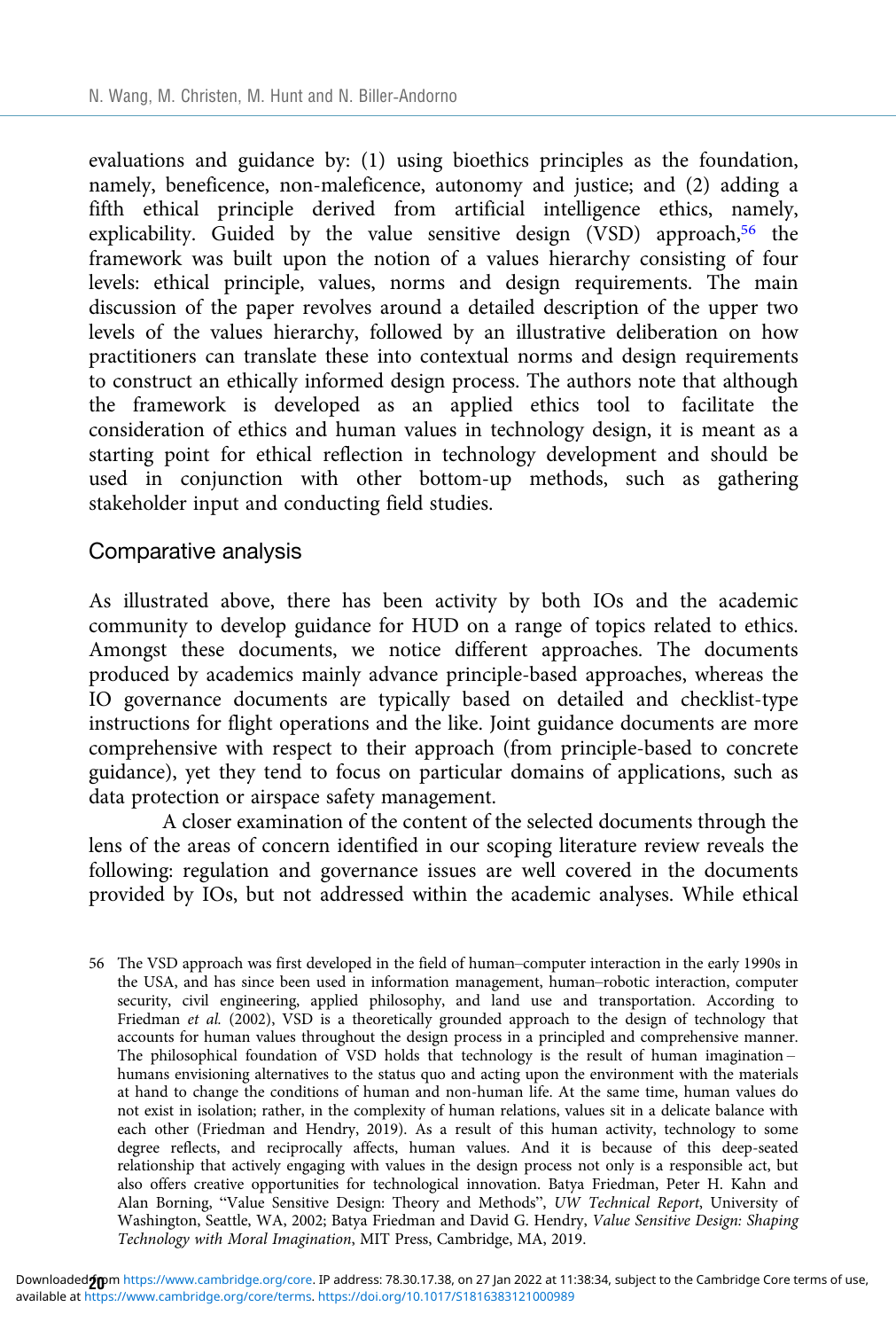evaluations and guidance by: (1) using bioethics principles as the foundation, namely, beneficence, non-maleficence, autonomy and justice; and (2) adding a fifth ethical principle derived from artificial intelligence ethics, namely, explicability. Guided by the value sensitive design (VSD) approach,[56] the framework was built upon the notion of a values hierarchy consisting of four levels: ethical principle, values, norms and design requirements. The main discussion of the paper revolves around a detailed description of the upper two levels of the values hierarchy, followed by an illustrative deliberation on how practitioners can translate these into contextual norms and design requirements to construct an ethically informed design process. The authors note that although the framework is developed as an applied ethics tool to facilitate the consideration of ethics and human values in technology design, it is meant as a starting point for ethical reflection in technology development and should be used in conjunction with other bottom-up methods, such as gathering stakeholder input and conducting field studies.

## Comparative analysis

As illustrated above, there has been activity by both IOs and the academic community to develop guidance for HUD on a range of topics related to ethics. Amongst these documents, we notice different approaches. The documents produced by academics mainly advance principle-based approaches, whereas the IO governance documents are typically based on detailed and checklist-type instructions for flight operations and the like. Joint guidance documents are more comprehensive with respect to their approach (from principle-based to concrete guidance), yet they tend to focus on particular domains of applications, such as data protection or airspace safety management.

A closer examination of the content of the selected documents through the lens of the areas of concern identified in our scoping literature review reveals the following: regulation and governance issues are well covered in the documents provided by IOs, but not addressed within the academic analyses. While ethical

56 The VSD approach was first developed in the field of human–computer interaction in the early 1990s in the USA, and has since been used in information management, human–robotic interaction, computer security, civil engineering, applied philosophy, and land use and transportation. According to Friedman *et al.* (2002), VSD is a theoretically grounded approach to the design of technology that accounts for human values throughout the design process in a principled and comprehensive manner. The philosophical foundation of VSD holds that technology is the result of human imagination – humans envisioning alternatives to the status quo and acting upon the environment with the materials at hand to change the conditions of human and non-human life. At the same time, human values do not exist in isolation; rather, in the complexity of human relations, values sit in a delicate balance with each other (Friedman and Hendry, 2019). As a result of this human activity, technology to some degree reflects, and reciprocally affects, human values. And it is because of this deep-seated relationship that actively engaging with values in the design process not only is a responsible act, but also offers creative opportunities for technological innovation. Batya Friedman, Peter H. Kahn and Alan Borning, "Value Sensitive Design: Theory and Methods", *UW Technical Report*, University of Washington, Seattle, WA, 2002; Batya Friedman and David G. Hendry, *Value Sensitive Design: Shaping Technology with Moral Imagination*, MIT Press, Cambridge, MA, 2019.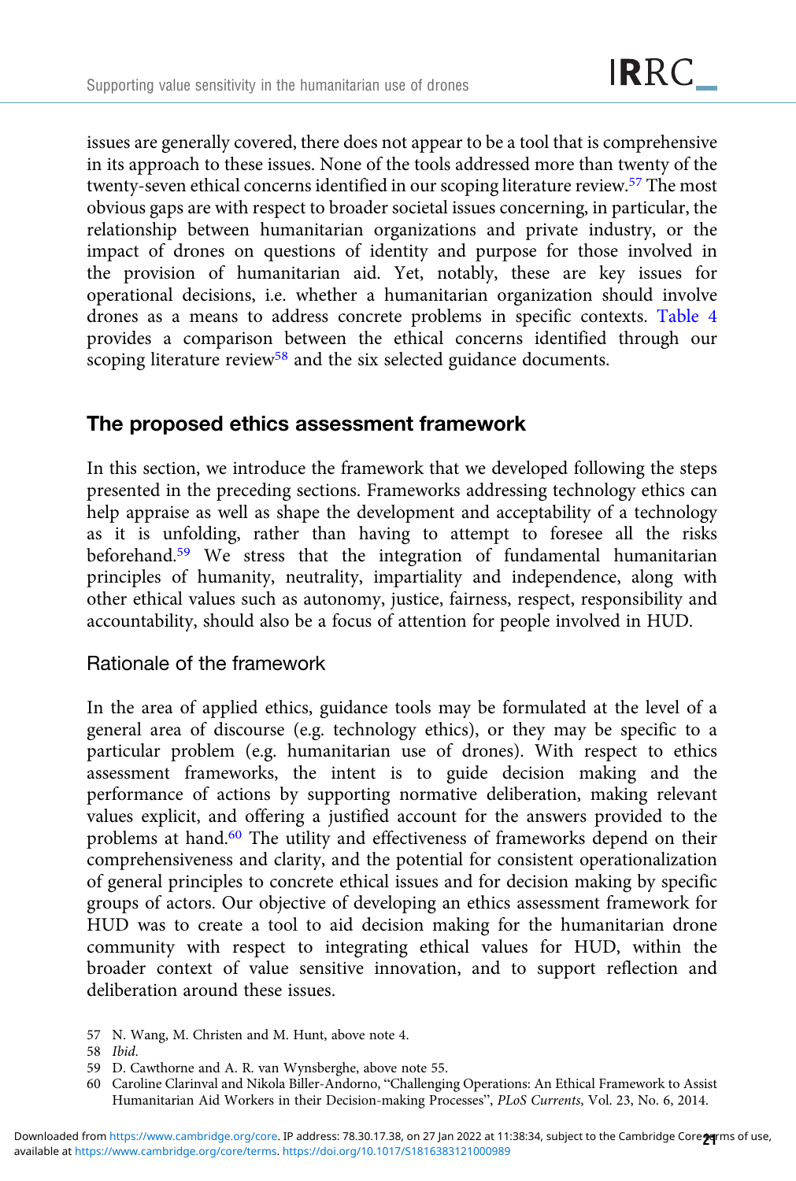issues are generally covered, there does not appear to be a tool that is comprehensive in its approach to these issues. None of the tools addressed more than twenty of the twenty-seven ethical concerns identified in our scoping literature review.[57] The most obvious gaps are with respect to broader societal issues concerning, in particular, the relationship between humanitarian organizations and private industry, or the impact of drones on questions of identity and purpose for those involved in the provision of humanitarian aid. Yet, notably, these are key issues for operational decisions, i.e. whether a humanitarian organization should involve drones as a means to address concrete problems in specific contexts. Table 4 provides a comparison between the ethical concerns identified through our scoping literature review[58] and the six selected guidance documents.

## The proposed ethics assessment framework

In this section, we introduce the framework that we developed following the steps presented in the preceding sections. Frameworks addressing technology ethics can help appraise as well as shape the development and acceptability of a technology as it is unfolding, rather than having to attempt to foresee all the risks beforehand.[59] We stress that the integration of fundamental humanitarian principles of humanity, neutrality, impartiality and independence, along with other ethical values such as autonomy, justice, fairness, respect, responsibility and accountability, should also be a focus of attention for people involved in HUD.

### Rationale of the framework

In the area of applied ethics, guidance tools may be formulated at the level of a general area of discourse (e.g. technology ethics), or they may be specific to a particular problem (e.g. humanitarian use of drones). With respect to ethics assessment frameworks, the intent is to guide decision making and the performance of actions by supporting normative deliberation, making relevant values explicit, and offering a justified account for the answers provided to the problems at hand.[60] The utility and effectiveness of frameworks depend on their comprehensiveness and clarity, and the potential for consistent operationalization of general principles to concrete ethical issues and for decision making by specific groups of actors. Our objective of developing an ethics assessment framework for HUD was to create a tool to aid decision making for the humanitarian drone community with respect to integrating ethical values for HUD, within the broader context of value sensitive innovation, and to support reflection and deliberation around these issues.

57 N. Wang, M. Christen and M. Hunt, above note 4.

58 *Ibid.*

59 D. Cawthorne and A. R. van Wynsberghe, above note 55.

60 Caroline Clarinval and Nikola Biller-Andorno, "Challenging Operations: An Ethical Framework to Assist Humanitarian Aid Workers in their Decision-making Processes", *PLoS Currents*, Vol. 23, No. 6, 2014.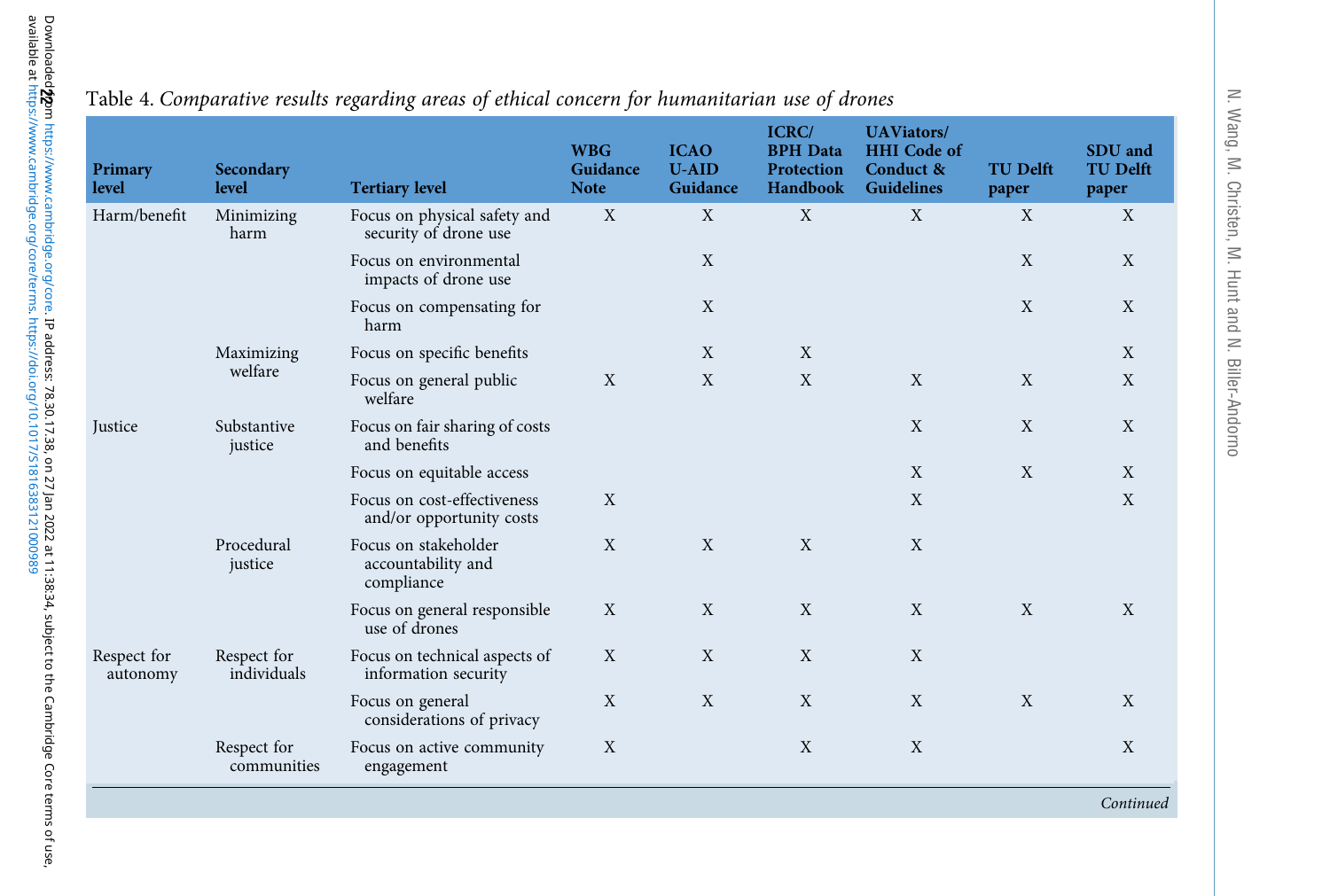Table 4. *Comparative results regarding areas of ethical concern for humanitarian use of drones*

| Primary level | Secondary level | Tertiary level | WBG Guidance Note | ICAO U-AID Guidance | ICRC/ BPH Data Protection Handbook | UAViators/ HHI Code of Conduct & Guidelines | TU Delft paper | SDU and TU Delft paper |
|---|---|---|---|---|---|---|---|---|
| Harm/benefit | Minimizing harm | Focus on physical safety and security of drone use | X | X | X | X | X | X |
| | | Focus on environmental impacts of drone use | | X | | | X | X |
| | | Focus on compensating for harm | | X | | | X | X |
| | Maximizing welfare | Focus on specific benefits | | X | X | | | X |
| | | Focus on general public welfare | X | X | X | X | X | X |
| Justice | Substantive justice | Focus on fair sharing of costs and benefits | | | | X | X | X |
| | | Focus on equitable access | | | | X | X | X |
| | | Focus on cost-effectiveness and/or opportunity costs | X | | | X | | X |
| | Procedural justice | Focus on stakeholder accountability and compliance | X | X | X | X | | |
| | | Focus on general responsible use of drones | X | X | X | X | X | X |
| Respect for autonomy | Respect for individuals | Focus on technical aspects of information security | X | X | X | X | | |
| | | Focus on general considerations of privacy | X | X | X | X | X | X |
| | Respect for communities | Focus on active community engagement | X | | X | X | | X |

*Continued*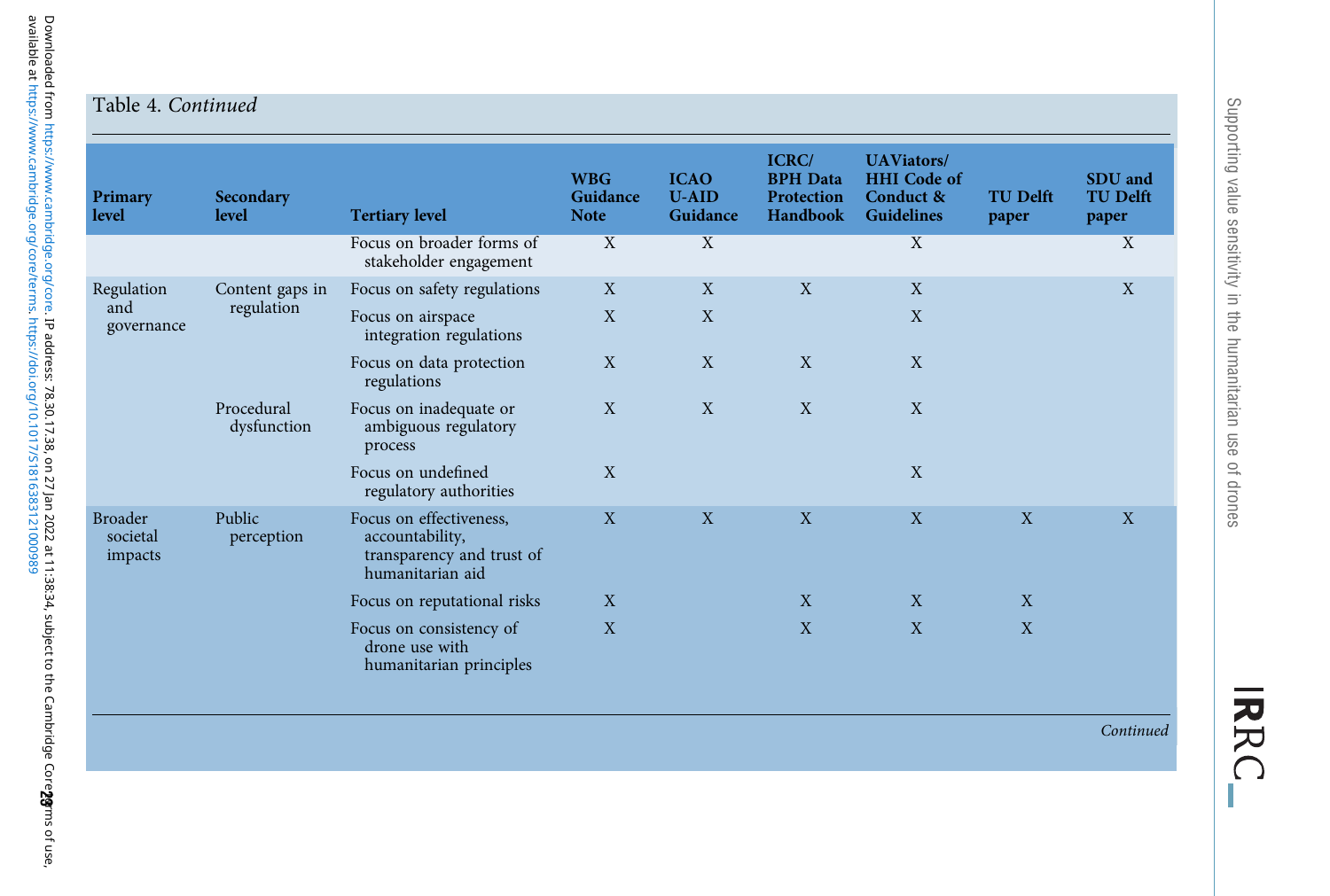Table 4. *Continued*

| Primary level | Secondary level | Tertiary level | WBG Guidance Note | ICAO U-AID Guidance | ICRC/ BPH Data Protection Handbook | UAViators/ HHI Code of Conduct & Guidelines | TU Delft paper | SDU and TU Delft paper |
|---|---|---|---|---|---|---|---|---|
| | | Focus on broader forms of stakeholder engagement | X | X | | X | | X |
| Regulation and governance | Content gaps in regulation | Focus on safety regulations | X | X | X | X | | X |
| | | Focus on airspace integration regulations | X | X | | X | | |
| | | Focus on data protection regulations | X | X | X | X | | |
| | Procedural dysfunction | Focus on inadequate or ambiguous regulatory process | X | X | X | X | | |
| | | Focus on undefined regulatory authorities | X | | | X | | |
| Broader societal impacts | Public perception | Focus on effectiveness, accountability, transparency and trust of humanitarian aid | X | X | X | X | X | X |
| | | Focus on reputational risks | X | | X | X | X | |
| | | Focus on consistency of drone use with humanitarian principles | X | | X | X | X | |

*Continued*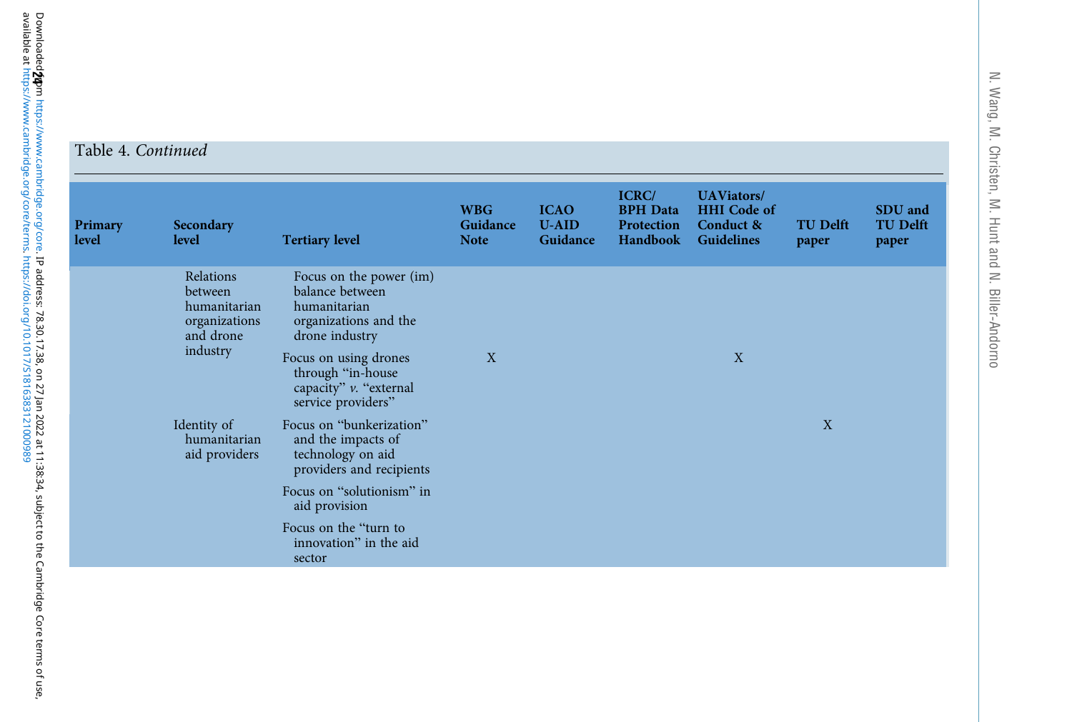Table 4. *Continued*

| Primary level | Secondary level | Tertiary level | WBG Guidance Note | ICAO U-AID Guidance | ICRC/ BPH Data Protection Handbook | UAViators/ HHI Code of Conduct & Guidelines | TU Delft paper | SDU and TU Delft paper |
|---|---|---|---|---|---|---|---|---|
| | Relations between humanitarian organizations and drone industry | Focus on the power (im) balance between humanitarian organizations and the drone industry | | | | | | |
| | | Focus on using drones through "in-house capacity" *v.* "external service providers" | X | | | X | | |
| | Identity of humanitarian aid providers | Focus on "bunkerization" and the impacts of technology on aid providers and recipients | | | | | X | |
| | | Focus on "solutionism" in aid provision | | | | | | |
| | | Focus on the "turn to innovation" in the aid sector | | | | | | |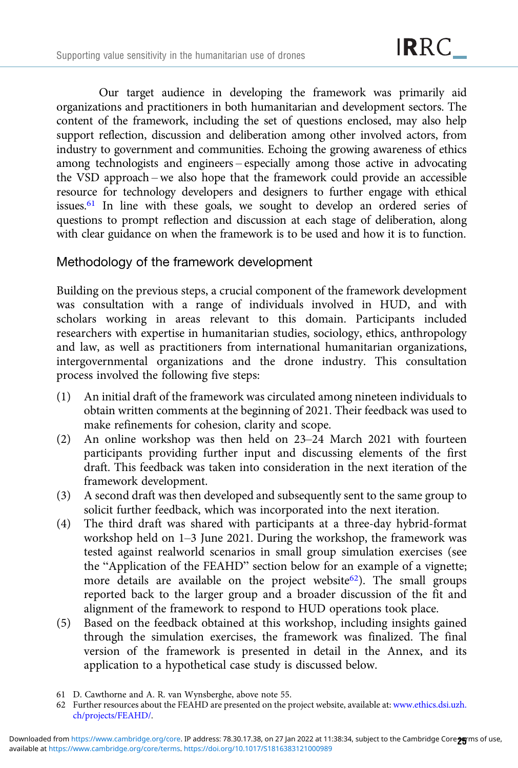Our target audience in developing the framework was primarily aid organizations and practitioners in both humanitarian and development sectors. The content of the framework, including the set of questions enclosed, may also help support reflection, discussion and deliberation among other involved actors, from industry to government and communities. Echoing the growing awareness of ethics among technologists and engineers – especially among those active in advocating the VSD approach – we also hope that the framework could provide an accessible resource for technology developers and designers to further engage with ethical issues.[61] In line with these goals, we sought to develop an ordered series of questions to prompt reflection and discussion at each stage of deliberation, along with clear guidance on when the framework is to be used and how it is to function.

## Methodology of the framework development

Building on the previous steps, a crucial component of the framework development was consultation with a range of individuals involved in HUD, and with scholars working in areas relevant to this domain. Participants included researchers with expertise in humanitarian studies, sociology, ethics, anthropology and law, as well as practitioners from international humanitarian organizations, intergovernmental organizations and the drone industry. This consultation process involved the following five steps:

(1) An initial draft of the framework was circulated among nineteen individuals to obtain written comments at the beginning of 2021. Their feedback was used to make refinements for cohesion, clarity and scope.
(2) An online workshop was then held on 23–24 March 2021 with fourteen participants providing further input and discussing elements of the first draft. This feedback was taken into consideration in the next iteration of the framework development.
(3) A second draft was then developed and subsequently sent to the same group to solicit further feedback, which was incorporated into the next iteration.
(4) The third draft was shared with participants at a three-day hybrid-format workshop held on 1–3 June 2021. During the workshop, the framework was tested against realworld scenarios in small group simulation exercises (see the "Application of the FEAHD" section below for an example of a vignette; more details are available on the project website[62]). The small groups reported back to the larger group and a broader discussion of the fit and alignment of the framework to respond to HUD operations took place.
(5) Based on the feedback obtained at this workshop, including insights gained through the simulation exercises, the framework was finalized. The final version of the framework is presented in detail in the Annex, and its application to a hypothetical case study is discussed below.

61 D. Cawthorne and A. R. van Wynsberghe, above note 55.

62 Further resources about the FEAHD are presented on the project website, available at: www.ethics.dsi.uzh.ch/projects/FEAHD/.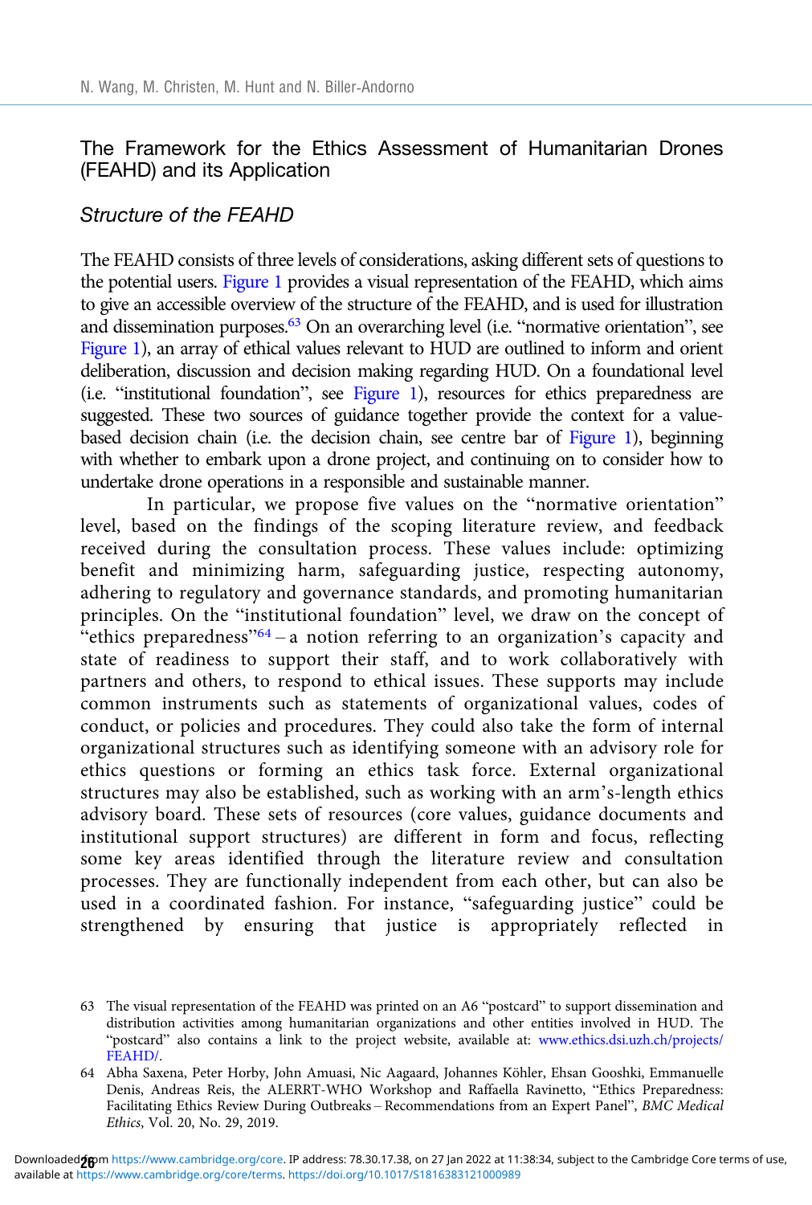## The Framework for the Ethics Assessment of Humanitarian Drones (FEAHD) and its Application

### *Structure of the FEAHD*

The FEAHD consists of three levels of considerations, asking different sets of questions to the potential users. Figure 1 provides a visual representation of the FEAHD, which aims to give an accessible overview of the structure of the FEAHD, and is used for illustration and dissemination purposes.[63] On an overarching level (i.e. "normative orientation", see Figure 1), an array of ethical values relevant to HUD are outlined to inform and orient deliberation, discussion and decision making regarding HUD. On a foundational level (i.e. "institutional foundation", see Figure 1), resources for ethics preparedness are suggested. These two sources of guidance together provide the context for a value-based decision chain (i.e. the decision chain, see centre bar of Figure 1), beginning with whether to embark upon a drone project, and continuing on to consider how to undertake drone operations in a responsible and sustainable manner.

In particular, we propose five values on the "normative orientation" level, based on the findings of the scoping literature review, and feedback received during the consultation process. These values include: optimizing benefit and minimizing harm, safeguarding justice, respecting autonomy, adhering to regulatory and governance standards, and promoting humanitarian principles. On the "institutional foundation" level, we draw on the concept of "ethics preparedness"[64] – a notion referring to an organization's capacity and state of readiness to support their staff, and to work collaboratively with partners and others, to respond to ethical issues. These supports may include common instruments such as statements of organizational values, codes of conduct, or policies and procedures. They could also take the form of internal organizational structures such as identifying someone with an advisory role for ethics questions or forming an ethics task force. External organizational structures may also be established, such as working with an arm's-length ethics advisory board. These sets of resources (core values, guidance documents and institutional support structures) are different in form and focus, reflecting some key areas identified through the literature review and consultation processes. They are functionally independent from each other, but can also be used in a coordinated fashion. For instance, "safeguarding justice" could be strengthened by ensuring that justice is appropriately reflected in

63 The visual representation of the FEAHD was printed on an A6 "postcard" to support dissemination and distribution activities among humanitarian organizations and other entities involved in HUD. The "postcard" also contains a link to the project website, available at: www.ethics.dsi.uzh.ch/projects/FEAHD/.

64 Abha Saxena, Peter Horby, John Amuasi, Nic Aagaard, Johannes Köhler, Ehsan Gooshki, Emmanuelle Denis, Andreas Reis, the ALERRT-WHO Workshop and Raffaella Ravinetto, "Ethics Preparedness: Facilitating Ethics Review During Outbreaks – Recommendations from an Expert Panel", *BMC Medical Ethics*, Vol. 20, No. 29, 2019.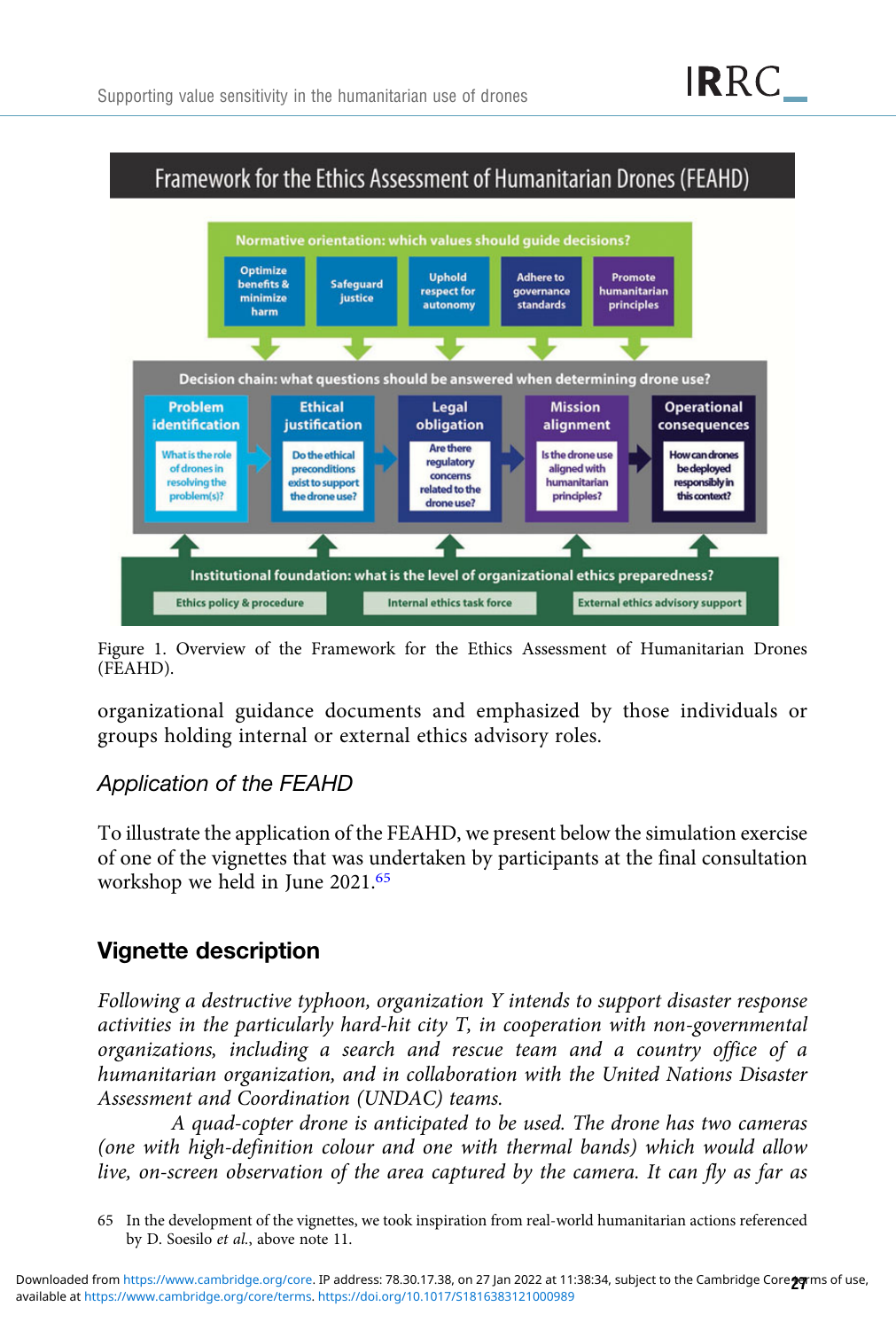Framework for the Ethics Assessment of Humanitarian Drones (FEAHD)

Normative orientation: which values should guide decisions?

Optimize benefits & minimize harm

Safeguard justice

Uphold respect for autonomy

Adhere to governance standards

Promote humanitarian principles

Decision chain: what questions should be answered when determining drone use?

Problem identification

What is the role of drones in resolving the problem(s)?

Ethical justification

Do the ethical preconditions exist to support the drone use?

Legal obligation

Are there regulatory concerns related to the drone use?

Mission alignment

Is the drone use aligned with humanitarian principles?

Operational consequences

How can drones be deployed responsibly in this context?

Institutional foundation: what is the level of organizational ethics preparedness?

Ethics policy & procedure

Internal ethics task force

External ethics advisory support

Figure 1. Overview of the Framework for the Ethics Assessment of Humanitarian Drones (FEAHD).

organizational guidance documents and emphasized by those individuals or groups holding internal or external ethics advisory roles.

### *Application of the FEAHD*

To illustrate the application of the FEAHD, we present below the simulation exercise of one of the vignettes that was undertaken by participants at the final consultation workshop we held in June 2021.[65]

## Vignette description

*Following a destructive typhoon, organization Y intends to support disaster response activities in the particularly hard-hit city T, in cooperation with non-governmental organizations, including a search and rescue team and a country office of a humanitarian organization, and in collaboration with the United Nations Disaster Assessment and Coordination (UNDAC) teams.*

*A quad-copter drone is anticipated to be used. The drone has two cameras (one with high-definition colour and one with thermal bands) which would allow live, on-screen observation of the area captured by the camera. It can fly as far as*

65 In the development of the vignettes, we took inspiration from real-world humanitarian actions referenced by D. Soesilo *et al.*, above note 11.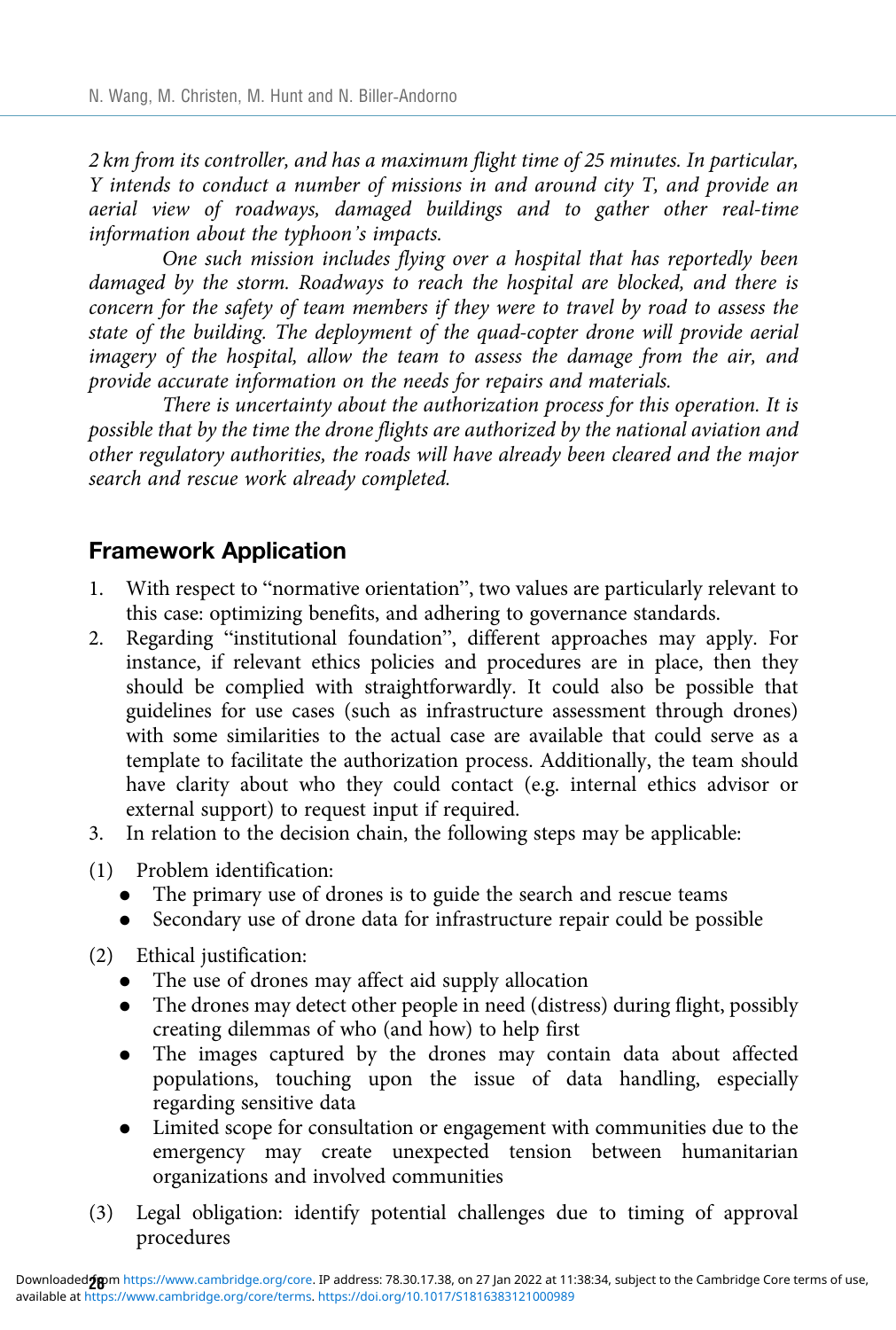*2 km from its controller, and has a maximum flight time of 25 minutes. In particular, Y intends to conduct a number of missions in and around city T, and provide an aerial view of roadways, damaged buildings and to gather other real-time information about the typhoon's impacts.*

*One such mission includes flying over a hospital that has reportedly been damaged by the storm. Roadways to reach the hospital are blocked, and there is concern for the safety of team members if they were to travel by road to assess the state of the building. The deployment of the quad-copter drone will provide aerial imagery of the hospital, allow the team to assess the damage from the air, and provide accurate information on the needs for repairs and materials.*

*There is uncertainty about the authorization process for this operation. It is possible that by the time the drone flights are authorized by the national aviation and other regulatory authorities, the roads will have already been cleared and the major search and rescue work already completed.*

## Framework Application

1. With respect to "normative orientation", two values are particularly relevant to this case: optimizing benefits, and adhering to governance standards.
2. Regarding "institutional foundation", different approaches may apply. For instance, if relevant ethics policies and procedures are in place, then they should be complied with straightforwardly. It could also be possible that guidelines for use cases (such as infrastructure assessment through drones) with some similarities to the actual case are available that could serve as a template to facilitate the authorization process. Additionally, the team should have clarity about who they could contact (e.g. internal ethics advisor or external support) to request input if required.
3. In relation to the decision chain, the following steps may be applicable:

(1) Problem identification:
- The primary use of drones is to guide the search and rescue teams
- Secondary use of drone data for infrastructure repair could be possible

(2) Ethical justification:
- The use of drones may affect aid supply allocation
- The drones may detect other people in need (distress) during flight, possibly creating dilemmas of who (and how) to help first
- The images captured by the drones may contain data about affected populations, touching upon the issue of data handling, especially regarding sensitive data
- Limited scope for consultation or engagement with communities due to the emergency may create unexpected tension between humanitarian organizations and involved communities

(3) Legal obligation: identify potential challenges due to timing of approval procedures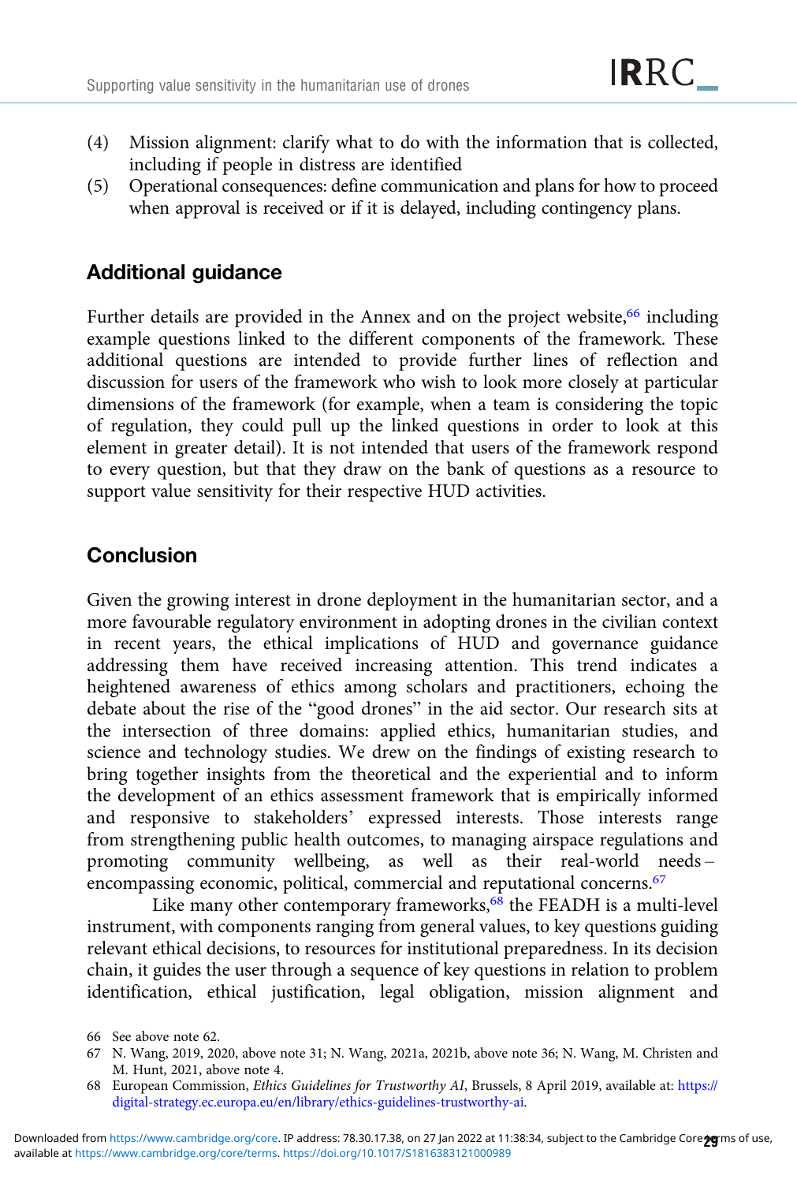(4) Mission alignment: clarify what to do with the information that is collected, including if people in distress are identified
(5) Operational consequences: define communication and plans for how to proceed when approval is received or if it is delayed, including contingency plans.

## Additional guidance

Further details are provided in the Annex and on the project website,[66] including example questions linked to the different components of the framework. These additional questions are intended to provide further lines of reflection and discussion for users of the framework who wish to look more closely at particular dimensions of the framework (for example, when a team is considering the topic of regulation, they could pull up the linked questions in order to look at this element in greater detail). It is not intended that users of the framework respond to every question, but that they draw on the bank of questions as a resource to support value sensitivity for their respective HUD activities.

## Conclusion

Given the growing interest in drone deployment in the humanitarian sector, and a more favourable regulatory environment in adopting drones in the civilian context in recent years, the ethical implications of HUD and governance guidance addressing them have received increasing attention. This trend indicates a heightened awareness of ethics among scholars and practitioners, echoing the debate about the rise of the "good drones" in the aid sector. Our research sits at the intersection of three domains: applied ethics, humanitarian studies, and science and technology studies. We drew on the findings of existing research to bring together insights from the theoretical and the experiential and to inform the development of an ethics assessment framework that is empirically informed and responsive to stakeholders' expressed interests. Those interests range from strengthening public health outcomes, to managing airspace regulations and promoting community wellbeing, as well as their real-world needs – encompassing economic, political, commercial and reputational concerns.[67]

Like many other contemporary frameworks,[68] the FEADH is a multi-level instrument, with components ranging from general values, to key questions guiding relevant ethical decisions, to resources for institutional preparedness. In its decision chain, it guides the user through a sequence of key questions in relation to problem identification, ethical justification, legal obligation, mission alignment and

66 See above note 62.

67 N. Wang, 2019, 2020, above note 31; N. Wang, 2021a, 2021b, above note 36; N. Wang, M. Christen and M. Hunt, 2021, above note 4.

68 European Commission, *Ethics Guidelines for Trustworthy AI*, Brussels, 8 April 2019, available at: https://digital-strategy.ec.europa.eu/en/library/ethics-guidelines-trustworthy-ai.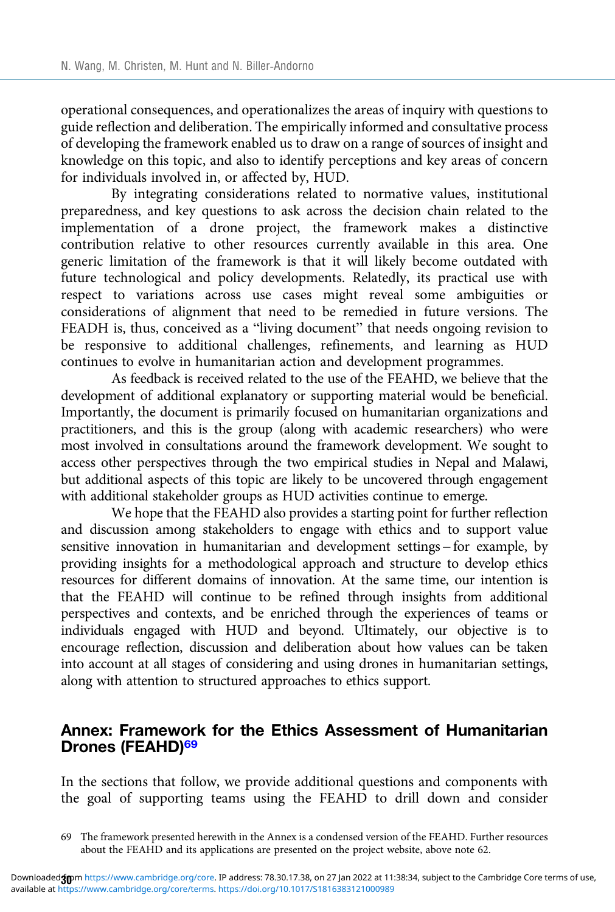operational consequences, and operationalizes the areas of inquiry with questions to guide reflection and deliberation. The empirically informed and consultative process of developing the framework enabled us to draw on a range of sources of insight and knowledge on this topic, and also to identify perceptions and key areas of concern for individuals involved in, or affected by, HUD.

By integrating considerations related to normative values, institutional preparedness, and key questions to ask across the decision chain related to the implementation of a drone project, the framework makes a distinctive contribution relative to other resources currently available in this area. One generic limitation of the framework is that it will likely become outdated with future technological and policy developments. Relatedly, its practical use with respect to variations across use cases might reveal some ambiguities or considerations of alignment that need to be remedied in future versions. The FEADH is, thus, conceived as a "living document" that needs ongoing revision to be responsive to additional challenges, refinements, and learning as HUD continues to evolve in humanitarian action and development programmes.

As feedback is received related to the use of the FEAHD, we believe that the development of additional explanatory or supporting material would be beneficial. Importantly, the document is primarily focused on humanitarian organizations and practitioners, and this is the group (along with academic researchers) who were most involved in consultations around the framework development. We sought to access other perspectives through the two empirical studies in Nepal and Malawi, but additional aspects of this topic are likely to be uncovered through engagement with additional stakeholder groups as HUD activities continue to emerge.

We hope that the FEAHD also provides a starting point for further reflection and discussion among stakeholders to engage with ethics and to support value sensitive innovation in humanitarian and development settings – for example, by providing insights for a methodological approach and structure to develop ethics resources for different domains of innovation. At the same time, our intention is that the FEAHD will continue to be refined through insights from additional perspectives and contexts, and be enriched through the experiences of teams or individuals engaged with HUD and beyond. Ultimately, our objective is to encourage reflection, discussion and deliberation about how values can be taken into account at all stages of considering and using drones in humanitarian settings, along with attention to structured approaches to ethics support.

## Annex: Framework for the Ethics Assessment of Humanitarian Drones (FEAHD)[69]

In the sections that follow, we provide additional questions and components with the goal of supporting teams using the FEAHD to drill down and consider

69 The framework presented herewith in the Annex is a condensed version of the FEAHD. Further resources about the FEAHD and its applications are presented on the project website, above note 62.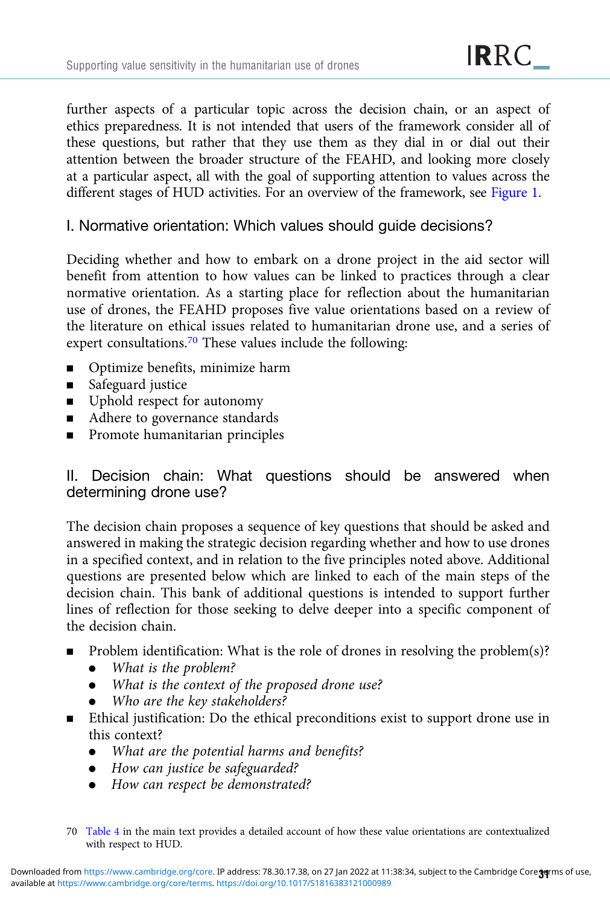further aspects of a particular topic across the decision chain, or an aspect of ethics preparedness. It is not intended that users of the framework consider all of these questions, but rather that they use them as they dial in or dial out their attention between the broader structure of the FEAHD, and looking more closely at a particular aspect, all with the goal of supporting attention to values across the different stages of HUD activities. For an overview of the framework, see Figure 1.

## I. Normative orientation: Which values should guide decisions?

Deciding whether and how to embark on a drone project in the aid sector will benefit from attention to how values can be linked to practices through a clear normative orientation. As a starting place for reflection about the humanitarian use of drones, the FEAHD proposes five value orientations based on a review of the literature on ethical issues related to humanitarian drone use, and a series of expert consultations.[70] These values include the following:

- Optimize benefits, minimize harm
- Safeguard justice
- Uphold respect for autonomy
- Adhere to governance standards
- Promote humanitarian principles

## II. Decision chain: What questions should be answered when determining drone use?

The decision chain proposes a sequence of key questions that should be asked and answered in making the strategic decision regarding whether and how to use drones in a specified context, and in relation to the five principles noted above. Additional questions are presented below which are linked to each of the main steps of the decision chain. This bank of additional questions is intended to support further lines of reflection for those seeking to delve deeper into a specific component of the decision chain.

- Problem identification: What is the role of drones in resolving the problem(s)?
  - *What is the problem?*
  - *What is the context of the proposed drone use?*
  - *Who are the key stakeholders?*
- Ethical justification: Do the ethical preconditions exist to support drone use in this context?
  - *What are the potential harms and benefits?*
  - *How can justice be safeguarded?*
  - *How can respect be demonstrated?*

70 Table 4 in the main text provides a detailed account of how these value orientations are contextualized with respect to HUD.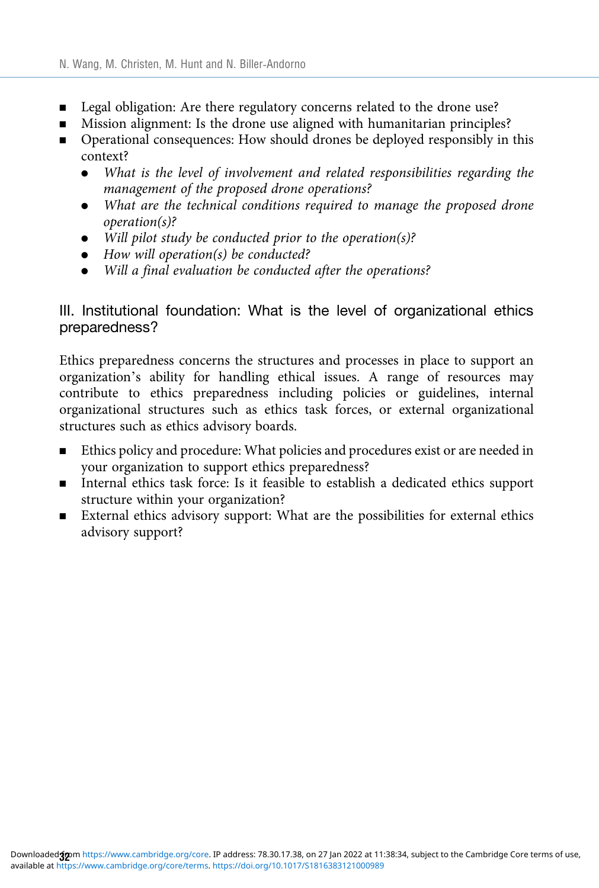- Legal obligation: Are there regulatory concerns related to the drone use?
- Mission alignment: Is the drone use aligned with humanitarian principles?
- Operational consequences: How should drones be deployed responsibly in this context?
  - *What is the level of involvement and related responsibilities regarding the management of the proposed drone operations?*
  - *What are the technical conditions required to manage the proposed drone operation(s)?*
  - *Will pilot study be conducted prior to the operation(s)?*
  - *How will operation(s) be conducted?*
  - *Will a final evaluation be conducted after the operations?*

### III. Institutional foundation: What is the level of organizational ethics preparedness?

Ethics preparedness concerns the structures and processes in place to support an organization's ability for handling ethical issues. A range of resources may contribute to ethics preparedness including policies or guidelines, internal organizational structures such as ethics task forces, or external organizational structures such as ethics advisory boards.

- Ethics policy and procedure: What policies and procedures exist or are needed in your organization to support ethics preparedness?
- Internal ethics task force: Is it feasible to establish a dedicated ethics support structure within your organization?
- External ethics advisory support: What are the possibilities for external ethics advisory support?